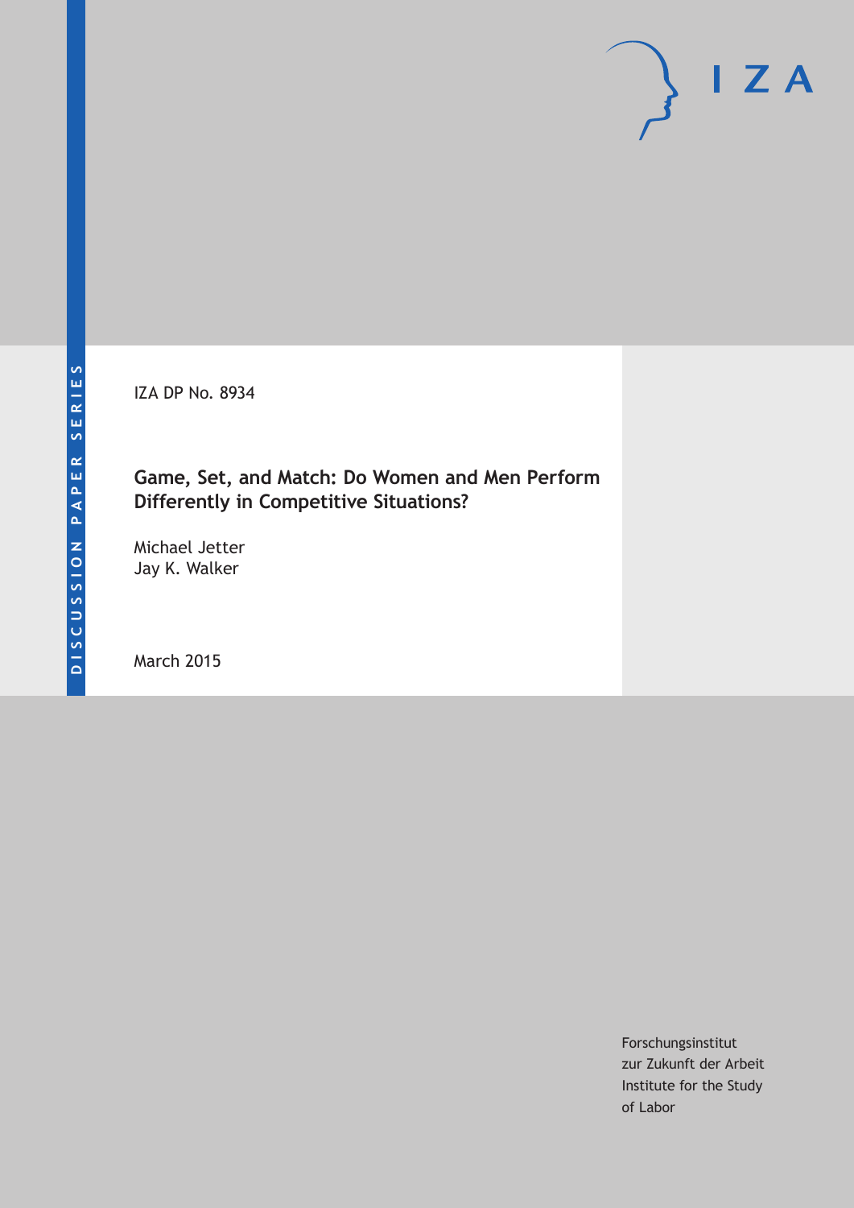DISCUSSION PAPER SERIES

IZA DP No. 8934

# Game, Set, and Match: Do Women and Men Perform Differently in Competitive Situations?

Michael Jetter
Jay K. Walker

March 2015

Forschungsinstitut
zur Zukunft der Arbeit
Institute for the Study
of Labor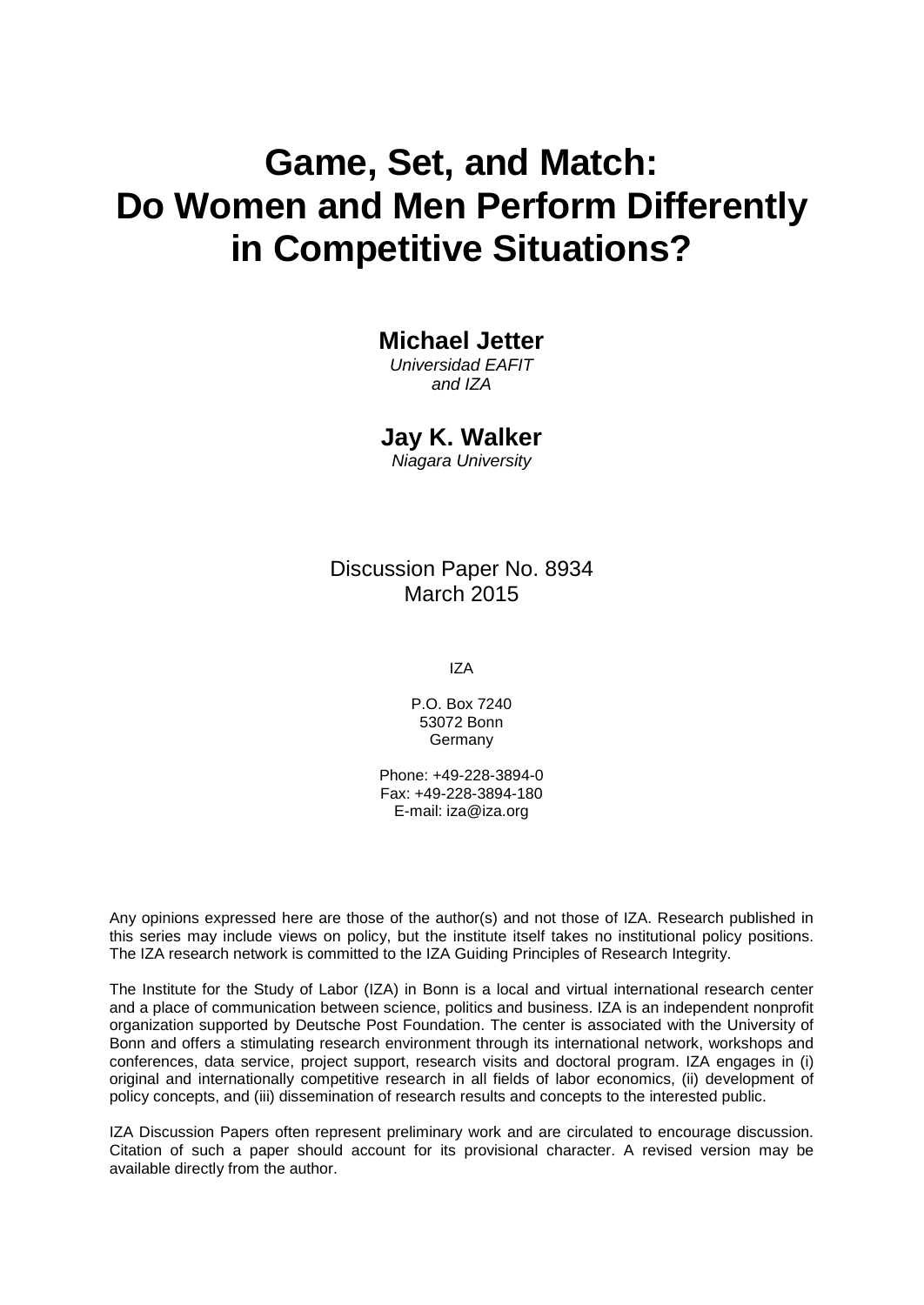# Game, Set, and Match: Do Women and Men Perform Differently in Competitive Situations?

**Michael Jetter**
*Universidad EAFIT and IZA*

**Jay K. Walker**
*Niagara University*

Discussion Paper No. 8934
March 2015

IZA

P.O. Box 7240
53072 Bonn
Germany

Phone: +49-228-3894-0
Fax: +49-228-3894-180
E-mail: iza@iza.org

Any opinions expressed here are those of the author(s) and not those of IZA. Research published in this series may include views on policy, but the institute itself takes no institutional policy positions. The IZA research network is committed to the IZA Guiding Principles of Research Integrity.

The Institute for the Study of Labor (IZA) in Bonn is a local and virtual international research center and a place of communication between science, politics and business. IZA is an independent nonprofit organization supported by Deutsche Post Foundation. The center is associated with the University of Bonn and offers a stimulating research environment through its international network, workshops and conferences, data service, project support, research visits and doctoral program. IZA engages in (i) original and internationally competitive research in all fields of labor economics, (ii) development of policy concepts, and (iii) dissemination of research results and concepts to the interested public.

IZA Discussion Papers often represent preliminary work and are circulated to encourage discussion. Citation of such a paper should account for its provisional character. A revised version may be available directly from the author.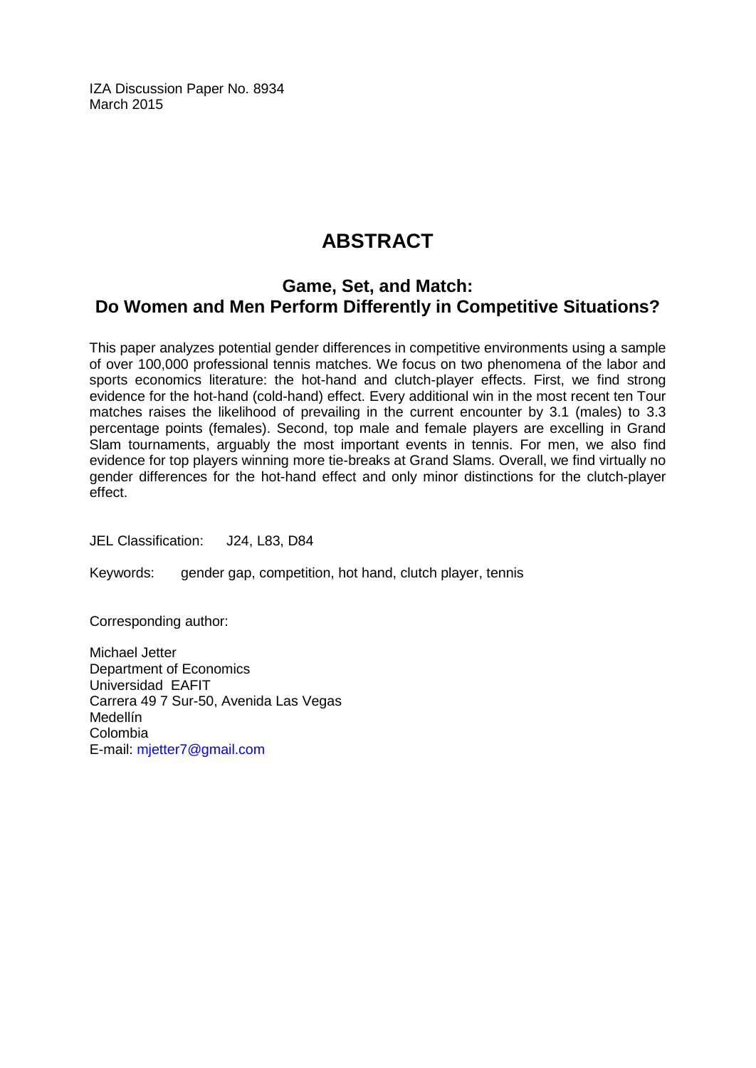IZA Discussion Paper No. 8934
March 2015

# ABSTRACT

## Game, Set, and Match: Do Women and Men Perform Differently in Competitive Situations?

This paper analyzes potential gender differences in competitive environments using a sample of over 100,000 professional tennis matches. We focus on two phenomena of the labor and sports economics literature: the hot-hand and clutch-player effects. First, we find strong evidence for the hot-hand (cold-hand) effect. Every additional win in the most recent ten Tour matches raises the likelihood of prevailing in the current encounter by 3.1 (males) to 3.3 percentage points (females). Second, top male and female players are excelling in Grand Slam tournaments, arguably the most important events in tennis. For men, we also find evidence for top players winning more tie-breaks at Grand Slams. Overall, we find virtually no gender differences for the hot-hand effect and only minor distinctions for the clutch-player effect.

JEL Classification: J24, L83, D84

Keywords: gender gap, competition, hot hand, clutch player, tennis

Corresponding author:

Michael Jetter
Department of Economics
Universidad EAFIT
Carrera 49 7 Sur-50, Avenida Las Vegas
Medellín
Colombia
E-mail: mjetter7@gmail.com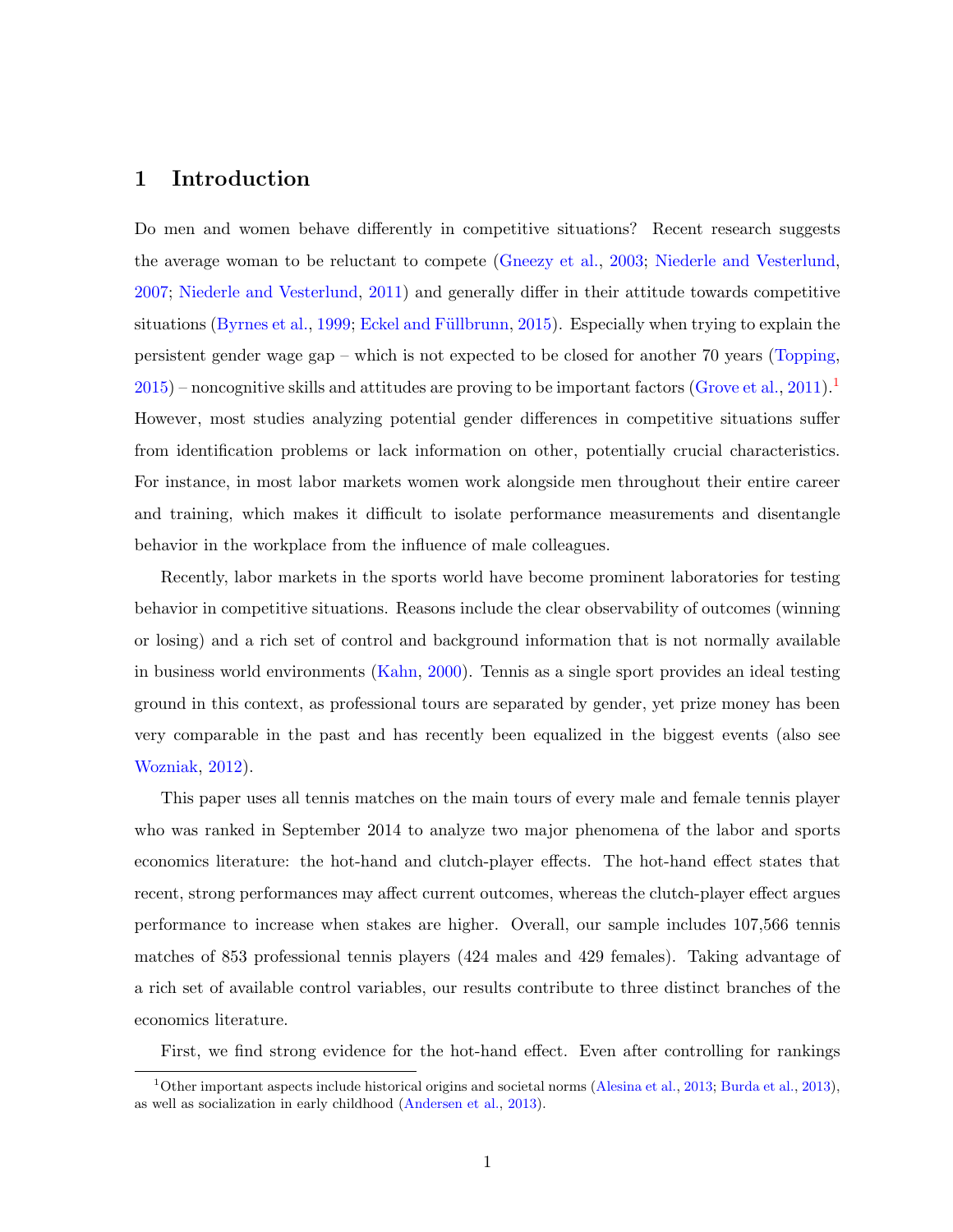# 1 Introduction

Do men and women behave differently in competitive situations? Recent research suggests the average woman to be reluctant to compete (Gneezy et al., 2003; Niederle and Vesterlund, 2007; Niederle and Vesterlund, 2011) and generally differ in their attitude towards competitive situations (Byrnes et al., 1999; Eckel and Füllbrunn, 2015). Especially when trying to explain the persistent gender wage gap – which is not expected to be closed for another 70 years (Topping, 2015) – noncognitive skills and attitudes are proving to be important factors (Grove et al., 2011).[1] However, most studies analyzing potential gender differences in competitive situations suffer from identification problems or lack information on other, potentially crucial characteristics. For instance, in most labor markets women work alongside men throughout their entire career and training, which makes it difficult to isolate performance measurements and disentangle behavior in the workplace from the influence of male colleagues.

Recently, labor markets in the sports world have become prominent laboratories for testing behavior in competitive situations. Reasons include the clear observability of outcomes (winning or losing) and a rich set of control and background information that is not normally available in business world environments (Kahn, 2000). Tennis as a single sport provides an ideal testing ground in this context, as professional tours are separated by gender, yet prize money has been very comparable in the past and has recently been equalized in the biggest events (also see Wozniak, 2012).

This paper uses all tennis matches on the main tours of every male and female tennis player who was ranked in September 2014 to analyze two major phenomena of the labor and sports economics literature: the hot-hand and clutch-player effects. The hot-hand effect states that recent, strong performances may affect current outcomes, whereas the clutch-player effect argues performance to increase when stakes are higher. Overall, our sample includes 107,566 tennis matches of 853 professional tennis players (424 males and 429 females). Taking advantage of a rich set of available control variables, our results contribute to three distinct branches of the economics literature.

First, we find strong evidence for the hot-hand effect. Even after controlling for rankings

[1] Other important aspects include historical origins and societal norms (Alesina et al., 2013; Burda et al., 2013), as well as socialization in early childhood (Andersen et al., 2013).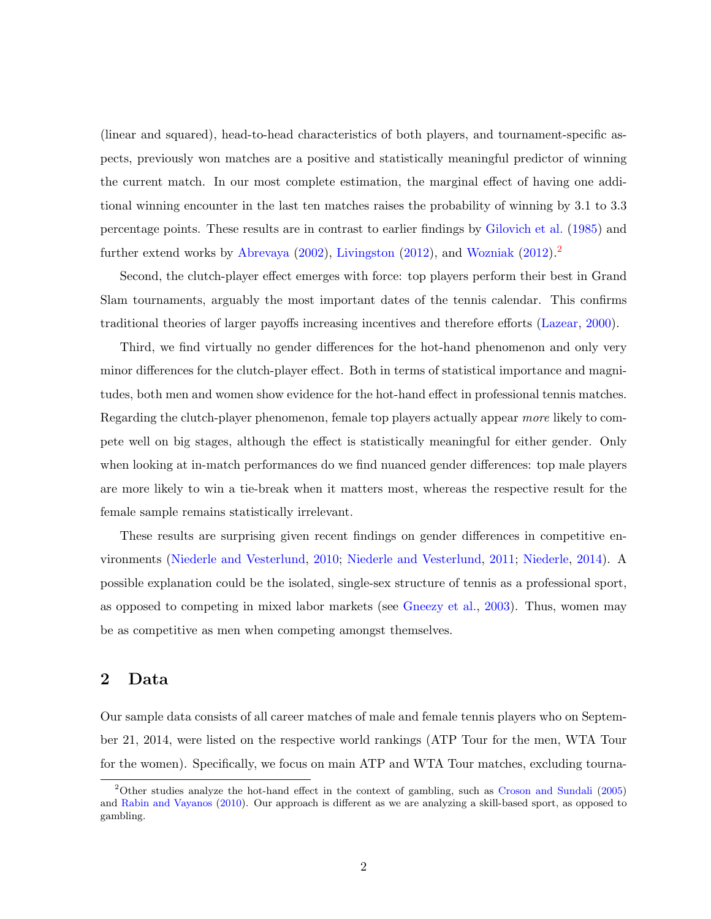(linear and squared), head-to-head characteristics of both players, and tournament-specific aspects, previously won matches are a positive and statistically meaningful predictor of winning the current match. In our most complete estimation, the marginal effect of having one additional winning encounter in the last ten matches raises the probability of winning by 3.1 to 3.3 percentage points. These results are in contrast to earlier findings by Gilovich et al. (1985) and further extend works by Abrevaya (2002), Livingston (2012), and Wozniak (2012).[2]

Second, the clutch-player effect emerges with force: top players perform their best in Grand Slam tournaments, arguably the most important dates of the tennis calendar. This confirms traditional theories of larger payoffs increasing incentives and therefore efforts (Lazear, 2000).

Third, we find virtually no gender differences for the hot-hand phenomenon and only very minor differences for the clutch-player effect. Both in terms of statistical importance and magnitudes, both men and women show evidence for the hot-hand effect in professional tennis matches. Regarding the clutch-player phenomenon, female top players actually appear *more* likely to compete well on big stages, although the effect is statistically meaningful for either gender. Only when looking at in-match performances do we find nuanced gender differences: top male players are more likely to win a tie-break when it matters most, whereas the respective result for the female sample remains statistically irrelevant.

These results are surprising given recent findings on gender differences in competitive environments (Niederle and Vesterlund, 2010; Niederle and Vesterlund, 2011; Niederle, 2014). A possible explanation could be the isolated, single-sex structure of tennis as a professional sport, as opposed to competing in mixed labor markets (see Gneezy et al., 2003). Thus, women may be as competitive as men when competing amongst themselves.

## 2 Data

Our sample data consists of all career matches of male and female tennis players who on September 21, 2014, were listed on the respective world rankings (ATP Tour for the men, WTA Tour for the women). Specifically, we focus on main ATP and WTA Tour matches, excluding tourna-

[2] Other studies analyze the hot-hand effect in the context of gambling, such as Croson and Sundali (2005) and Rabin and Vayanos (2010). Our approach is different as we are analyzing a skill-based sport, as opposed to gambling.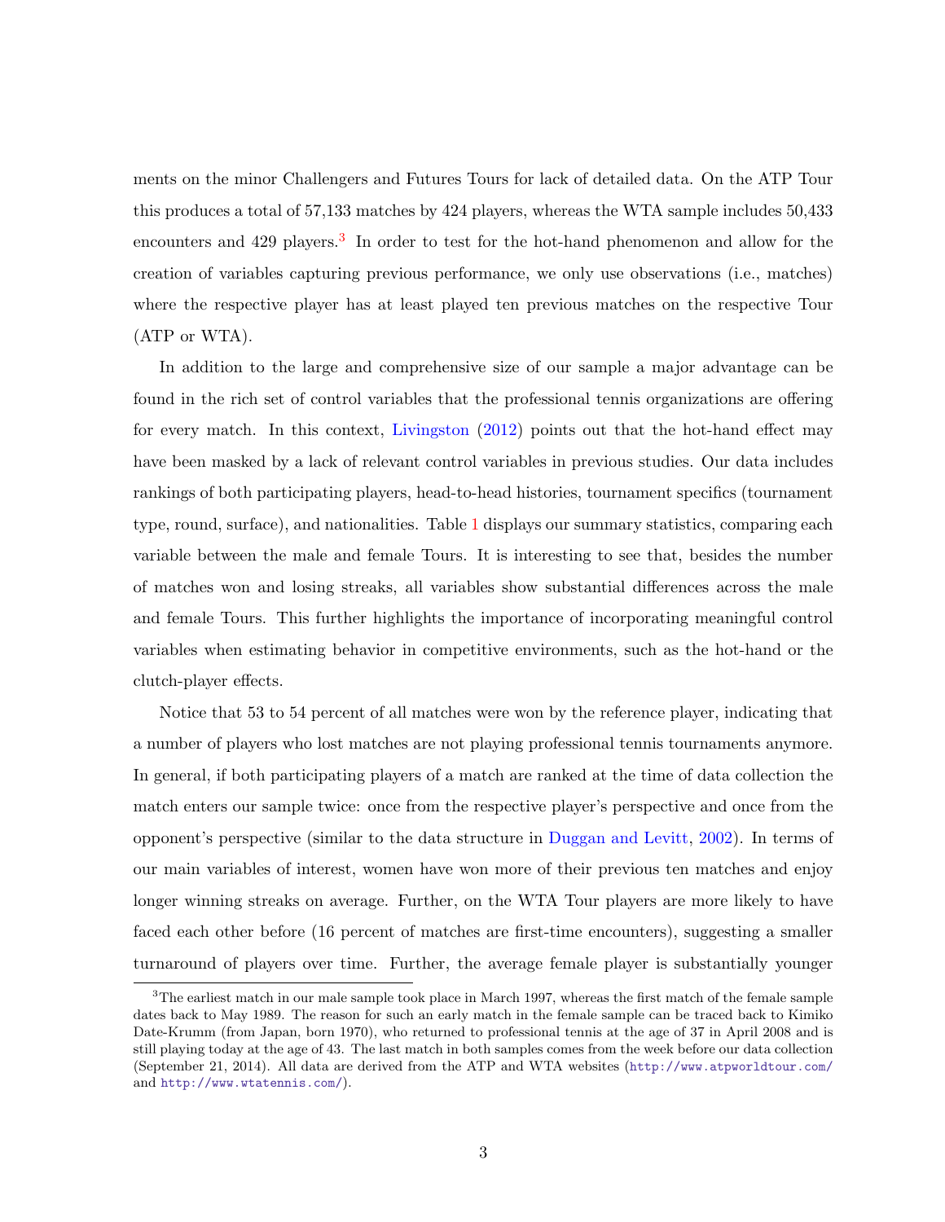ments on the minor Challengers and Futures Tours for lack of detailed data. On the ATP Tour this produces a total of 57,133 matches by 424 players, whereas the WTA sample includes 50,433 encounters and 429 players.[3] In order to test for the hot-hand phenomenon and allow for the creation of variables capturing previous performance, we only use observations (i.e., matches) where the respective player has at least played ten previous matches on the respective Tour (ATP or WTA).

In addition to the large and comprehensive size of our sample a major advantage can be found in the rich set of control variables that the professional tennis organizations are offering for every match. In this context, Livingston (2012) points out that the hot-hand effect may have been masked by a lack of relevant control variables in previous studies. Our data includes rankings of both participating players, head-to-head histories, tournament specifics (tournament type, round, surface), and nationalities. Table 1 displays our summary statistics, comparing each variable between the male and female Tours. It is interesting to see that, besides the number of matches won and losing streaks, all variables show substantial differences across the male and female Tours. This further highlights the importance of incorporating meaningful control variables when estimating behavior in competitive environments, such as the hot-hand or the clutch-player effects.

Notice that 53 to 54 percent of all matches were won by the reference player, indicating that a number of players who lost matches are not playing professional tennis tournaments anymore. In general, if both participating players of a match are ranked at the time of data collection the match enters our sample twice: once from the respective player's perspective and once from the opponent's perspective (similar to the data structure in Duggan and Levitt, 2002). In terms of our main variables of interest, women have won more of their previous ten matches and enjoy longer winning streaks on average. Further, on the WTA Tour players are more likely to have faced each other before (16 percent of matches are first-time encounters), suggesting a smaller turnaround of players over time. Further, the average female player is substantially younger

[3] The earliest match in our male sample took place in March 1997, whereas the first match of the female sample dates back to May 1989. The reason for such an early match in the female sample can be traced back to Kimiko Date-Krumm (from Japan, born 1970), who returned to professional tennis at the age of 37 in April 2008 and is still playing today at the age of 43. The last match in both samples comes from the week before our data collection (September 21, 2014). All data are derived from the ATP and WTA websites (http://www.atpworldtour.com/ and http://www.wtatennis.com/).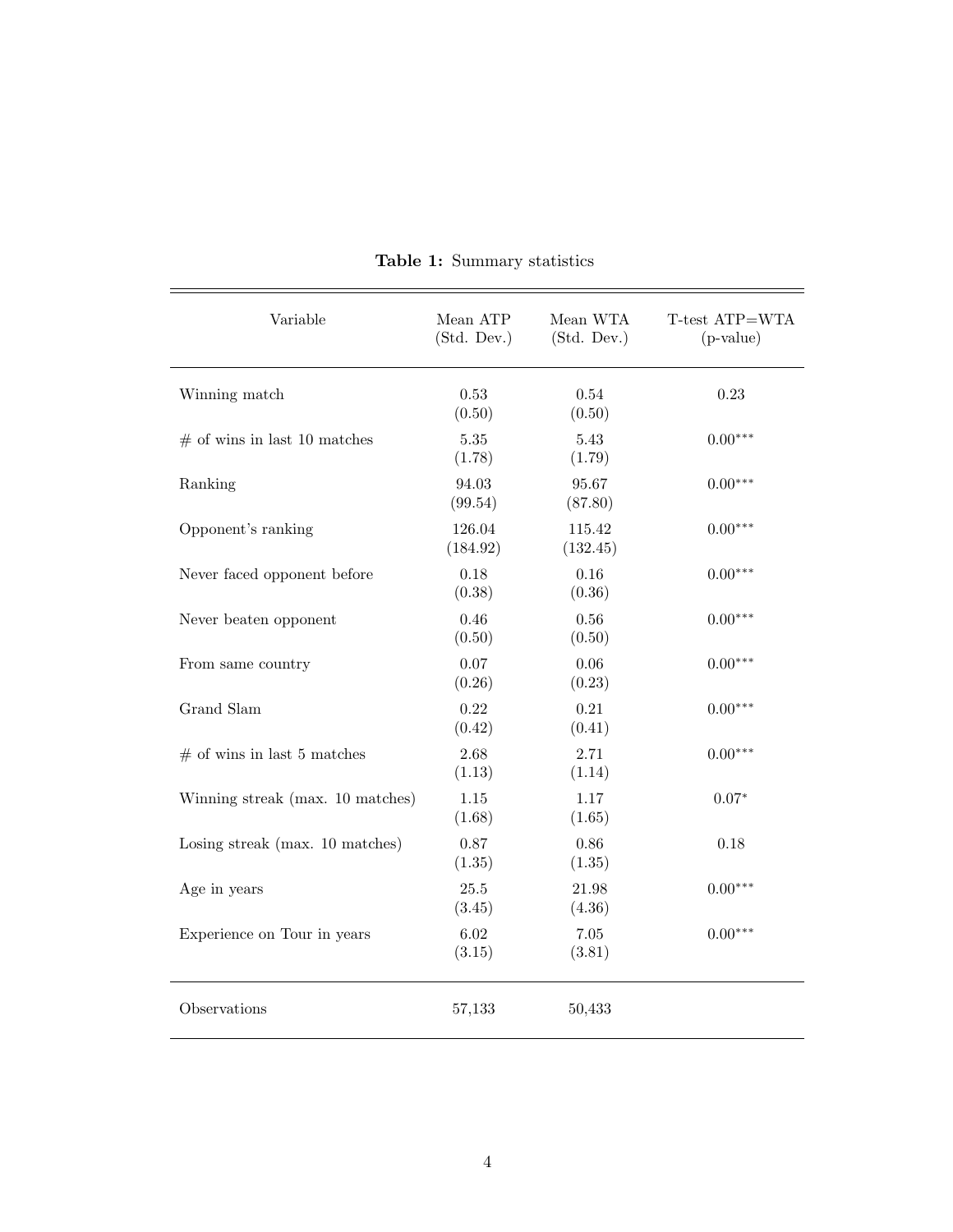**Table 1:** Summary statistics

| Variable | Mean ATP (Std. Dev.) | Mean WTA (Std. Dev.) | T-test ATP=WTA (p-value) |
|---|---|---|---|
| Winning match | 0.53 (0.50) | 0.54 (0.50) | 0.23 |
| # of wins in last 10 matches | 5.35 (1.78) | 5.43 (1.79) | $0.00^{***}$ |
| Ranking | 94.03 (99.54) | 95.67 (87.80) | $0.00^{***}$ |
| Opponent's ranking | 126.04 (184.92) | 115.42 (132.45) | $0.00^{***}$ |
| Never faced opponent before | 0.18 (0.38) | 0.16 (0.36) | $0.00^{***}$ |
| Never beaten opponent | 0.46 (0.50) | 0.56 (0.50) | $0.00^{***}$ |
| From same country | 0.07 (0.26) | 0.06 (0.23) | $0.00^{***}$ |
| Grand Slam | 0.22 (0.42) | 0.21 (0.41) | $0.00^{***}$ |
| # of wins in last 5 matches | 2.68 (1.13) | 2.71 (1.14) | $0.00^{***}$ |
| Winning streak (max. 10 matches) | 1.15 (1.68) | 1.17 (1.65) | $0.07^{*}$ |
| Losing streak (max. 10 matches) | 0.87 (1.35) | 0.86 (1.35) | 0.18 |
| Age in years | 25.5 (3.45) | 21.98 (4.36) | $0.00^{***}$ |
| Experience on Tour in years | 6.02 (3.15) | 7.05 (3.81) | $0.00^{***}$ |
| Observations | 57,133 | 50,433 | |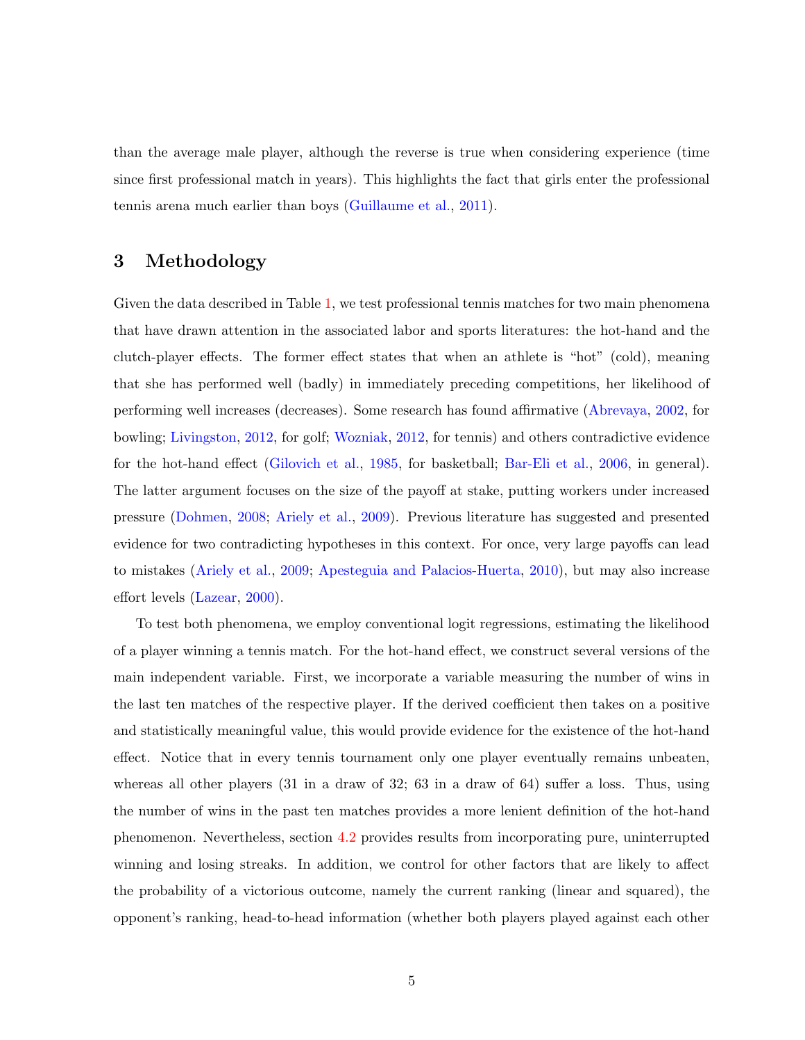than the average male player, although the reverse is true when considering experience (time since first professional match in years). This highlights the fact that girls enter the professional tennis arena much earlier than boys (Guillaume et al., 2011).

# 3 Methodology

Given the data described in Table 1, we test professional tennis matches for two main phenomena that have drawn attention in the associated labor and sports literatures: the hot-hand and the clutch-player effects. The former effect states that when an athlete is "hot" (cold), meaning that she has performed well (badly) in immediately preceding competitions, her likelihood of performing well increases (decreases). Some research has found affirmative (Abrevaya, 2002, for bowling; Livingston, 2012, for golf; Wozniak, 2012, for tennis) and others contradictive evidence for the hot-hand effect (Gilovich et al., 1985, for basketball; Bar-Eli et al., 2006, in general). The latter argument focuses on the size of the payoff at stake, putting workers under increased pressure (Dohmen, 2008; Ariely et al., 2009). Previous literature has suggested and presented evidence for two contradicting hypotheses in this context. For once, very large payoffs can lead to mistakes (Ariely et al., 2009; Apesteguia and Palacios-Huerta, 2010), but may also increase effort levels (Lazear, 2000).

To test both phenomena, we employ conventional logit regressions, estimating the likelihood of a player winning a tennis match. For the hot-hand effect, we construct several versions of the main independent variable. First, we incorporate a variable measuring the number of wins in the last ten matches of the respective player. If the derived coefficient then takes on a positive and statistically meaningful value, this would provide evidence for the existence of the hot-hand effect. Notice that in every tennis tournament only one player eventually remains unbeaten, whereas all other players (31 in a draw of 32; 63 in a draw of 64) suffer a loss. Thus, using the number of wins in the past ten matches provides a more lenient definition of the hot-hand phenomenon. Nevertheless, section 4.2 provides results from incorporating pure, uninterrupted winning and losing streaks. In addition, we control for other factors that are likely to affect the probability of a victorious outcome, namely the current ranking (linear and squared), the opponent's ranking, head-to-head information (whether both players played against each other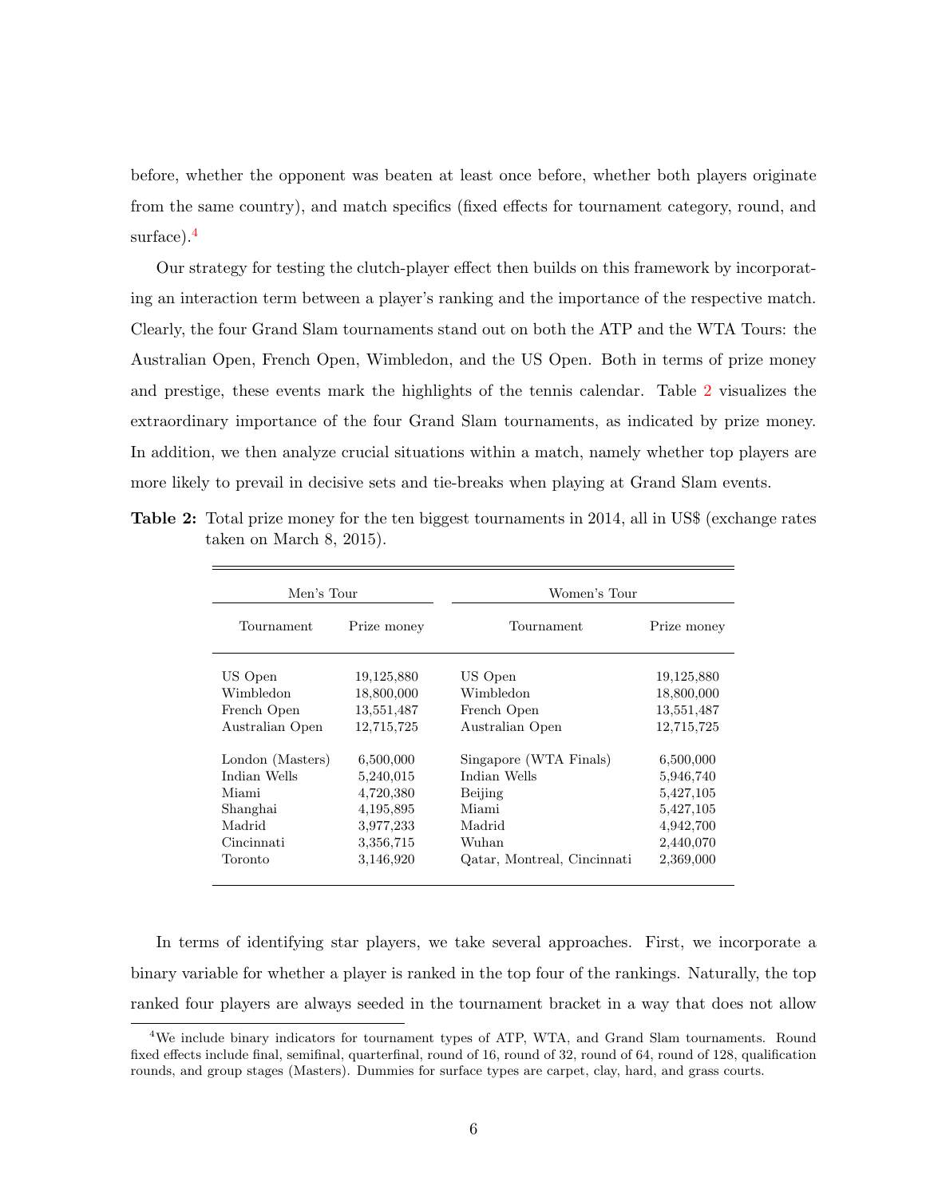before, whether the opponent was beaten at least once before, whether both players originate from the same country), and match specifics (fixed effects for tournament category, round, and surface).[4]

Our strategy for testing the clutch-player effect then builds on this framework by incorporating an interaction term between a player's ranking and the importance of the respective match. Clearly, the four Grand Slam tournaments stand out on both the ATP and the WTA Tours: the Australian Open, French Open, Wimbledon, and the US Open. Both in terms of prize money and prestige, these events mark the highlights of the tennis calendar. Table 2 visualizes the extraordinary importance of the four Grand Slam tournaments, as indicated by prize money. In addition, we then analyze crucial situations within a match, namely whether top players are more likely to prevail in decisive sets and tie-breaks when playing at Grand Slam events.

**Table 2:** Total prize money for the ten biggest tournaments in 2014, all in US$ (exchange rates taken on March 8, 2015).

| Men's Tour | | Women's Tour | |
|---|---|---|---|
| Tournament | Prize money | Tournament | Prize money |
| US Open | 19,125,880 | US Open | 19,125,880 |
| Wimbledon | 18,800,000 | Wimbledon | 18,800,000 |
| French Open | 13,551,487 | French Open | 13,551,487 |
| Australian Open | 12,715,725 | Australian Open | 12,715,725 |
| London (Masters) | 6,500,000 | Singapore (WTA Finals) | 6,500,000 |
| Indian Wells | 5,240,015 | Indian Wells | 5,946,740 |
| Miami | 4,720,380 | Beijing | 5,427,105 |
| Shanghai | 4,195,895 | Miami | 5,427,105 |
| Madrid | 3,977,233 | Madrid | 4,942,700 |
| Cincinnati | 3,356,715 | Wuhan | 2,440,070 |
| Toronto | 3,146,920 | Qatar, Montreal, Cincinnati | 2,369,000 |

In terms of identifying star players, we take several approaches. First, we incorporate a binary variable for whether a player is ranked in the top four of the rankings. Naturally, the top ranked four players are always seeded in the tournament bracket in a way that does not allow

[4] We include binary indicators for tournament types of ATP, WTA, and Grand Slam tournaments. Round fixed effects include final, semifinal, quarterfinal, round of 16, round of 32, round of 64, round of 128, qualification rounds, and group stages (Masters). Dummies for surface types are carpet, clay, hard, and grass courts.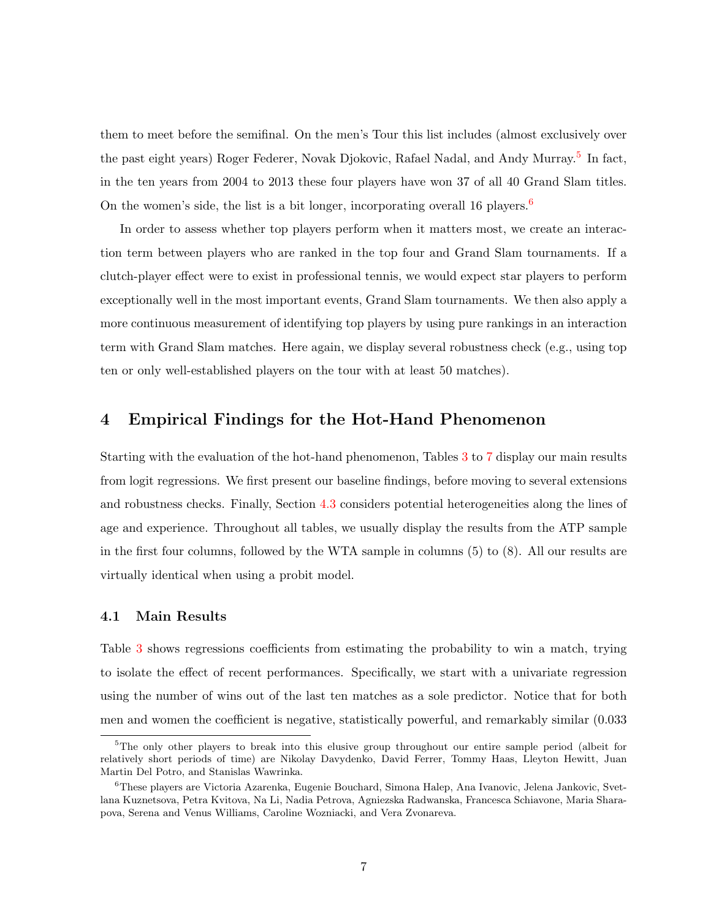them to meet before the semifinal. On the men's Tour this list includes (almost exclusively over the past eight years) Roger Federer, Novak Djokovic, Rafael Nadal, and Andy Murray.[5] In fact, in the ten years from 2004 to 2013 these four players have won 37 of all 40 Grand Slam titles. On the women's side, the list is a bit longer, incorporating overall 16 players.[6]

In order to assess whether top players perform when it matters most, we create an interaction term between players who are ranked in the top four and Grand Slam tournaments. If a clutch-player effect were to exist in professional tennis, we would expect star players to perform exceptionally well in the most important events, Grand Slam tournaments. We then also apply a more continuous measurement of identifying top players by using pure rankings in an interaction term with Grand Slam matches. Here again, we display several robustness check (e.g., using top ten or only well-established players on the tour with at least 50 matches).

## 4 Empirical Findings for the Hot-Hand Phenomenon

Starting with the evaluation of the hot-hand phenomenon, Tables 3 to 7 display our main results from logit regressions. We first present our baseline findings, before moving to several extensions and robustness checks. Finally, Section 4.3 considers potential heterogeneities along the lines of age and experience. Throughout all tables, we usually display the results from the ATP sample in the first four columns, followed by the WTA sample in columns (5) to (8). All our results are virtually identical when using a probit model.

### 4.1 Main Results

Table 3 shows regressions coefficients from estimating the probability to win a match, trying to isolate the effect of recent performances. Specifically, we start with a univariate regression using the number of wins out of the last ten matches as a sole predictor. Notice that for both men and women the coefficient is negative, statistically powerful, and remarkably similar (0.033

---

[5] The only other players to break into this elusive group throughout our entire sample period (albeit for relatively short periods of time) are Nikolay Davydenko, David Ferrer, Tommy Haas, Lleyton Hewitt, Juan Martin Del Potro, and Stanislas Wawrinka.

[6] These players are Victoria Azarenka, Eugenie Bouchard, Simona Halep, Ana Ivanovic, Jelena Jankovic, Svetlana Kuznetsova, Petra Kvitova, Na Li, Nadia Petrova, Agniezska Radwanska, Francesca Schiavone, Maria Sharapova, Serena and Venus Williams, Caroline Wozniacki, and Vera Zvonareva.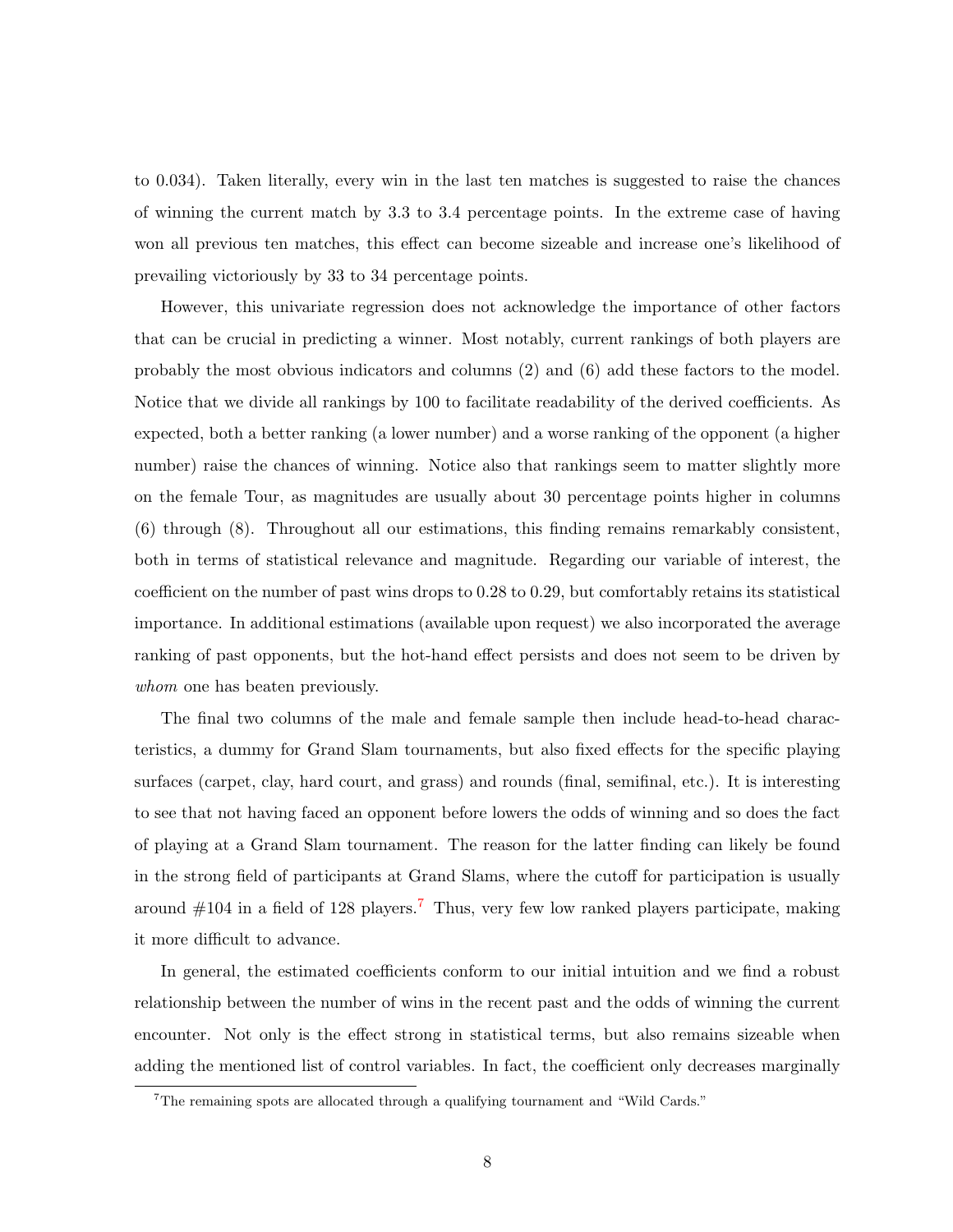to 0.034). Taken literally, every win in the last ten matches is suggested to raise the chances of winning the current match by 3.3 to 3.4 percentage points. In the extreme case of having won all previous ten matches, this effect can become sizeable and increase one's likelihood of prevailing victoriously by 33 to 34 percentage points.

However, this univariate regression does not acknowledge the importance of other factors that can be crucial in predicting a winner. Most notably, current rankings of both players are probably the most obvious indicators and columns (2) and (6) add these factors to the model. Notice that we divide all rankings by 100 to facilitate readability of the derived coefficients. As expected, both a better ranking (a lower number) and a worse ranking of the opponent (a higher number) raise the chances of winning. Notice also that rankings seem to matter slightly more on the female Tour, as magnitudes are usually about 30 percentage points higher in columns (6) through (8). Throughout all our estimations, this finding remains remarkably consistent, both in terms of statistical relevance and magnitude. Regarding our variable of interest, the coefficient on the number of past wins drops to 0.28 to 0.29, but comfortably retains its statistical importance. In additional estimations (available upon request) we also incorporated the average ranking of past opponents, but the hot-hand effect persists and does not seem to be driven by *whom* one has beaten previously.

The final two columns of the male and female sample then include head-to-head characteristics, a dummy for Grand Slam tournaments, but also fixed effects for the specific playing surfaces (carpet, clay, hard court, and grass) and rounds (final, semifinal, etc.). It is interesting to see that not having faced an opponent before lowers the odds of winning and so does the fact of playing at a Grand Slam tournament. The reason for the latter finding can likely be found in the strong field of participants at Grand Slams, where the cutoff for participation is usually around #104 in a field of 128 players.[7] Thus, very few low ranked players participate, making it more difficult to advance.

In general, the estimated coefficients conform to our initial intuition and we find a robust relationship between the number of wins in the recent past and the odds of winning the current encounter. Not only is the effect strong in statistical terms, but also remains sizeable when adding the mentioned list of control variables. In fact, the coefficient only decreases marginally

[7] The remaining spots are allocated through a qualifying tournament and "Wild Cards."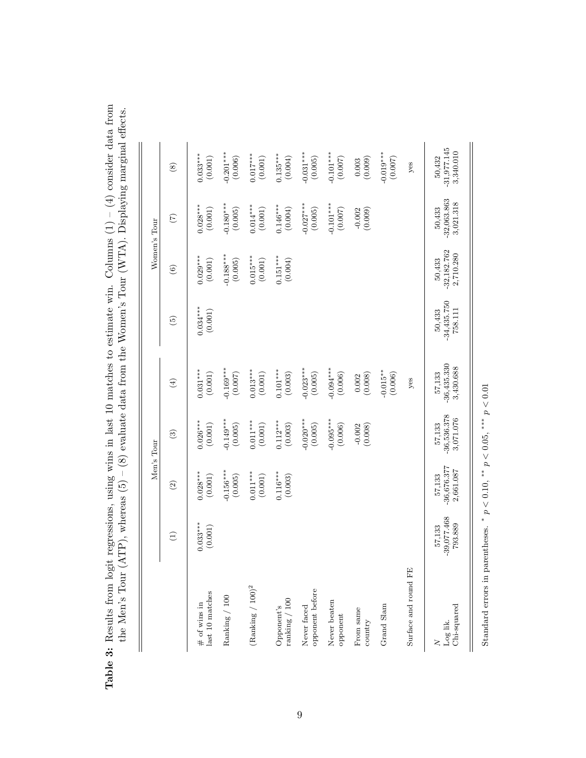**Table 3:** Results from logit regressions, using wins in last 10 matches to estimate win. Columns (1) – (4) consider data from the Men's Tour (ATP), whereas (5) – (8) evaluate data from the Women's Tour (WTA). Displaying marginal effects.

| | Men's Tour | | | | Women's Tour | | | |
|---|---|---|---|---|---|---|---|---|
| | (1) | (2) | (3) | (4) | (5) | (6) | (7) | (8) |
| # of wins in last 10 matches | 0.033*** (0.001) | 0.028*** (0.001) | 0.026*** (0.001) | 0.031*** (0.001) | 0.034*** (0.001) | 0.029*** (0.001) | 0.028*** (0.001) | 0.033*** (0.001) |
| Ranking / 100 | | -0.156*** (0.005) | -0.149*** (0.005) | -0.169*** (0.007) | | -0.188*** (0.005) | -0.180*** (0.005) | -0.201*** (0.006) |
| (Ranking / 100)$^2$ | | 0.011*** (0.001) | 0.011*** (0.001) | 0.013*** (0.001) | | 0.015*** (0.001) | 0.014*** (0.001) | 0.017*** (0.001) |
| Opponent's ranking / 100 | | 0.116*** (0.003) | 0.112*** (0.003) | 0.101*** (0.003) | | 0.151*** (0.004) | 0.146*** (0.004) | 0.135*** (0.004) |
| Never faced opponent before | | | -0.020*** (0.005) | -0.023*** (0.005) | | | -0.027*** (0.005) | -0.031*** (0.005) |
| Never beaten opponent | | | -0.095*** (0.006) | -0.094*** (0.006) | | | -0.101*** (0.007) | -0.101*** (0.007) |
| From same country | | | -0.002 (0.008) | 0.002 (0.008) | | | -0.002 (0.009) | 0.003 (0.009) |
| Grand Slam | | | | -0.015** (0.006) | | | | -0.019*** (0.007) |
| Surface and round FE | | | | yes | | | | yes |
| $N$ | 57,133 | 57,133 | 57,133 | 57,133 | 50,433 | 50,433 | 50,433 | 50,432 |
| Log lik. | -39,077.468 | -36,676.377 | -36,536.378 | -36,435.330 | -34,435.750 | -32,182.762 | -32,063.863 | -31,977.145 |
| Chi-squared | 793.889 | 2,661.087 | 3,071.076 | 3,430.688 | 758.111 | 2,710.280 | 3,021.318 | 3,340.010 |

Standard errors in parentheses. * $p < 0.10$, ** $p < 0.05$, *** $p < 0.01$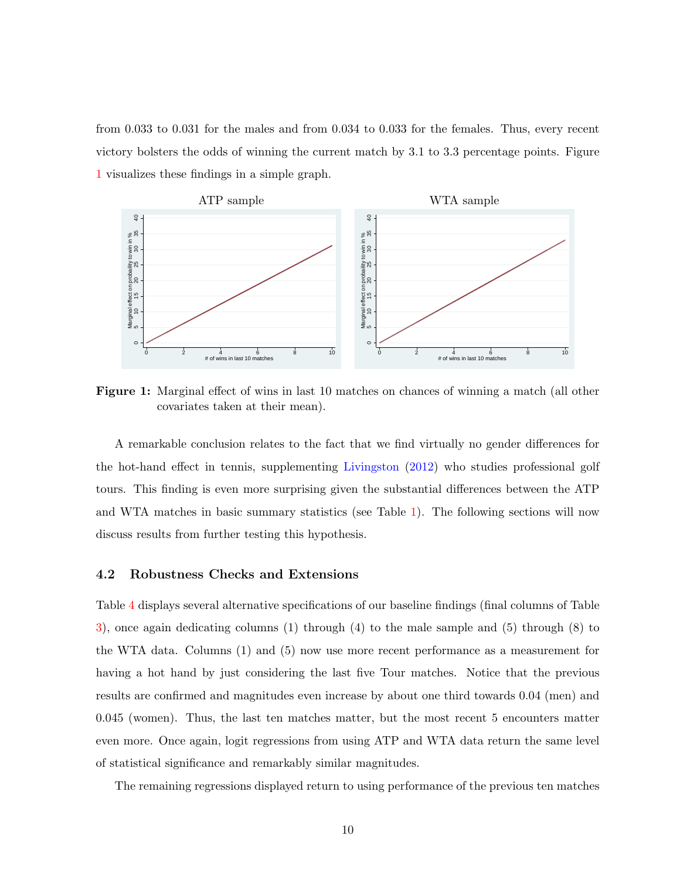from 0.033 to 0.031 for the males and from 0.034 to 0.033 for the females. Thus, every recent victory bolsters the odds of winning the current match by 3.1 to 3.3 percentage points. Figure 1 visualizes these findings in a simple graph.

Figure 1: Marginal effect of wins in last 10 matches on chances of winning a match (all other covariates taken at their mean).

A remarkable conclusion relates to the fact that we find virtually no gender differences for the hot-hand effect in tennis, supplementing Livingston (2012) who studies professional golf tours. This finding is even more surprising given the substantial differences between the ATP and WTA matches in basic summary statistics (see Table 1). The following sections will now discuss results from further testing this hypothesis.

### 4.2 Robustness Checks and Extensions

Table 4 displays several alternative specifications of our baseline findings (final columns of Table 3), once again dedicating columns (1) through (4) to the male sample and (5) through (8) to the WTA data. Columns (1) and (5) now use more recent performance as a measurement for having a hot hand by just considering the last five Tour matches. Notice that the previous results are confirmed and magnitudes even increase by about one third towards 0.04 (men) and 0.045 (women). Thus, the last ten matches matter, but the most recent 5 encounters matter even more. Once again, logit regressions from using ATP and WTA data return the same level of statistical significance and remarkably similar magnitudes.

The remaining regressions displayed return to using performance of the previous ten matches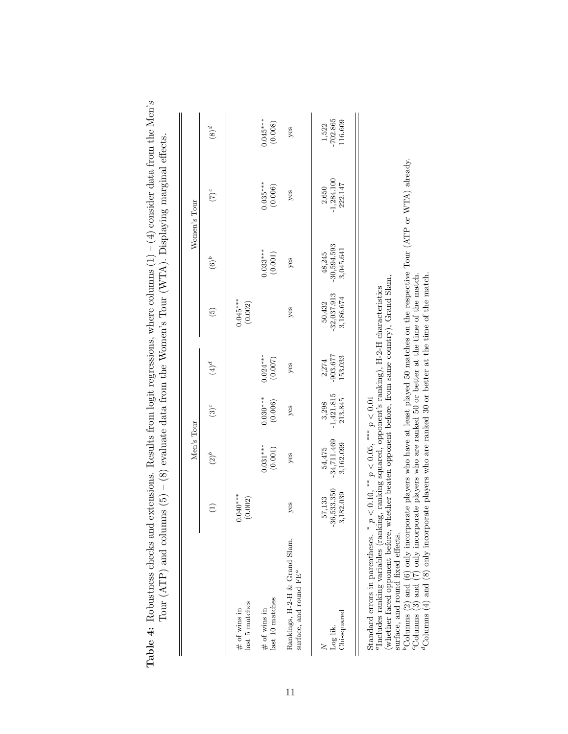**Table 4:** Robustness checks and extensions. Results from logit regressions, where columns (1) – (4) consider data from the Men's Tour (ATP) and columns (5) – (8) evaluate data from the Women's Tour (WTA). Displaying marginal effects.

| | Men's Tour | | | | Women's Tour | | | |
|---|---|---|---|---|---|---|---|---|
| | (1) | (2)[b] | (3)[c] | (4)[d] | (5) | (6)[b] | (7)[c] | (8)[d] |
| # of wins in last 5 matches | 0.040*** (0.002) | | | | 0.045*** (0.002) | | | |
| # of wins in last 10 matches | | 0.031*** (0.001) | 0.030*** (0.006) | 0.024*** (0.007) | | 0.033*** (0.001) | 0.035*** (0.006) | 0.045*** (0.008) |
| Rankings, H-2-H & Grand Slam, surface, and round FE[a] | yes | yes | yes | yes | yes | yes | yes | yes |
| $N$ | 57,133 | 54,475 | 3,298 | 2,274 | 50,432 | 48,245 | 2,650 | 1,522 |
| Log lik. | -36,533.350 | -34,711.469 | -1,421.815 | -903.677 | -32,037.913 | -30,594.593 | -1,284.100 | -702.865 |
| Chi-squared | 3,182.039 | 3,162.099 | 213.845 | 153.033 | 3,186.674 | 3,045.641 | 222.147 | 116.609 |

Standard errors in parentheses. * $p < 0.10$, ** $p < 0.05$, *** $p < 0.01$

[a] Includes ranking variables (ranking, ranking squared, opponent's ranking), H-2-H characteristics (whether faced opponent before, whether beaten opponent before, from same country), Grand Slam, surface, and round fixed effects.

[b] Columns (2) and (6) only incorporate players who have at least played 50 matches on the respective Tour (ATP or WTA) already.

[c] Columns (3) and (7) only incorporate players who are ranked 50 or better at the time of the match.

[d] Columns (4) and (8) only incorporate players who are ranked 30 or better at the time of the match.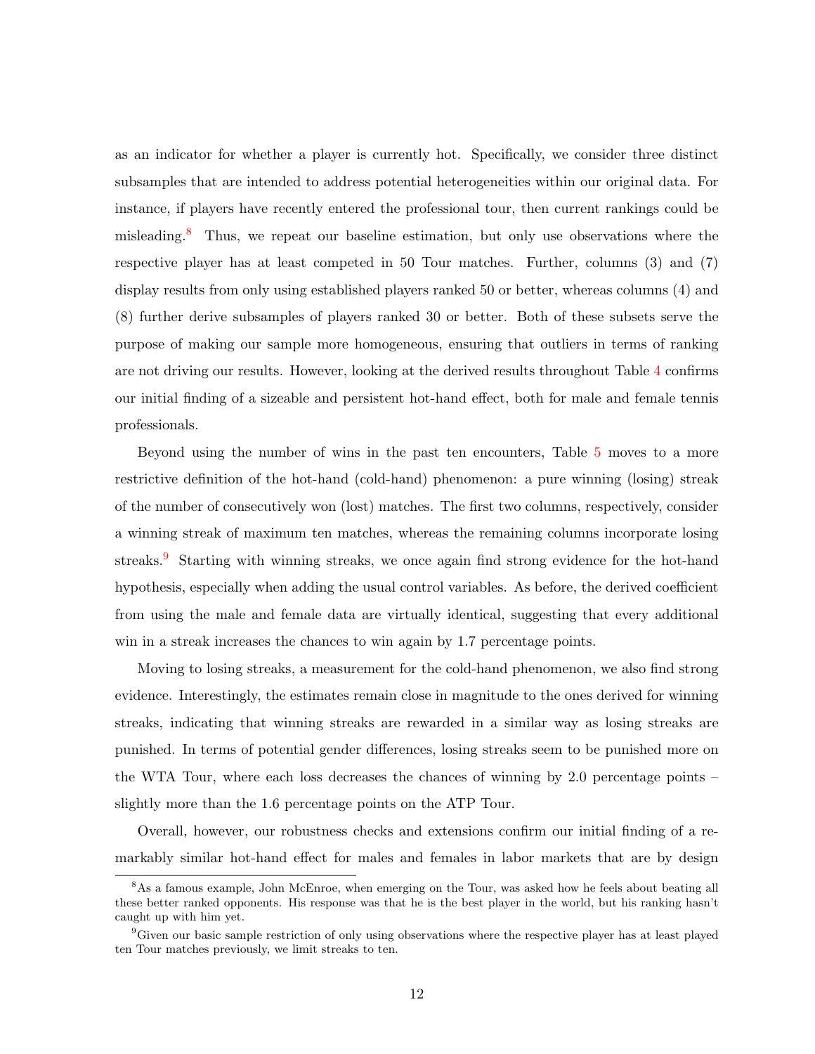as an indicator for whether a player is currently hot. Specifically, we consider three distinct subsamples that are intended to address potential heterogeneities within our original data. For instance, if players have recently entered the professional tour, then current rankings could be misleading.[8] Thus, we repeat our baseline estimation, but only use observations where the respective player has at least competed in 50 Tour matches. Further, columns (3) and (7) display results from only using established players ranked 50 or better, whereas columns (4) and (8) further derive subsamples of players ranked 30 or better. Both of these subsets serve the purpose of making our sample more homogeneous, ensuring that outliers in terms of ranking are not driving our results. However, looking at the derived results throughout Table 4 confirms our initial finding of a sizeable and persistent hot-hand effect, both for male and female tennis professionals.

Beyond using the number of wins in the past ten encounters, Table 5 moves to a more restrictive definition of the hot-hand (cold-hand) phenomenon: a pure winning (losing) streak of the number of consecutively won (lost) matches. The first two columns, respectively, consider a winning streak of maximum ten matches, whereas the remaining columns incorporate losing streaks.[9] Starting with winning streaks, we once again find strong evidence for the hot-hand hypothesis, especially when adding the usual control variables. As before, the derived coefficient from using the male and female data are virtually identical, suggesting that every additional win in a streak increases the chances to win again by 1.7 percentage points.

Moving to losing streaks, a measurement for the cold-hand phenomenon, we also find strong evidence. Interestingly, the estimates remain close in magnitude to the ones derived for winning streaks, indicating that winning streaks are rewarded in a similar way as losing streaks are punished. In terms of potential gender differences, losing streaks seem to be punished more on the WTA Tour, where each loss decreases the chances of winning by 2.0 percentage points – slightly more than the 1.6 percentage points on the ATP Tour.

Overall, however, our robustness checks and extensions confirm our initial finding of a remarkably similar hot-hand effect for males and females in labor markets that are by design

[8] As a famous example, John McEnroe, when emerging on the Tour, was asked how he feels about beating all these better ranked opponents. His response was that he is the best player in the world, but his ranking hasn't caught up with him yet.

[9] Given our basic sample restriction of only using observations where the respective player has at least played ten Tour matches previously, we limit streaks to ten.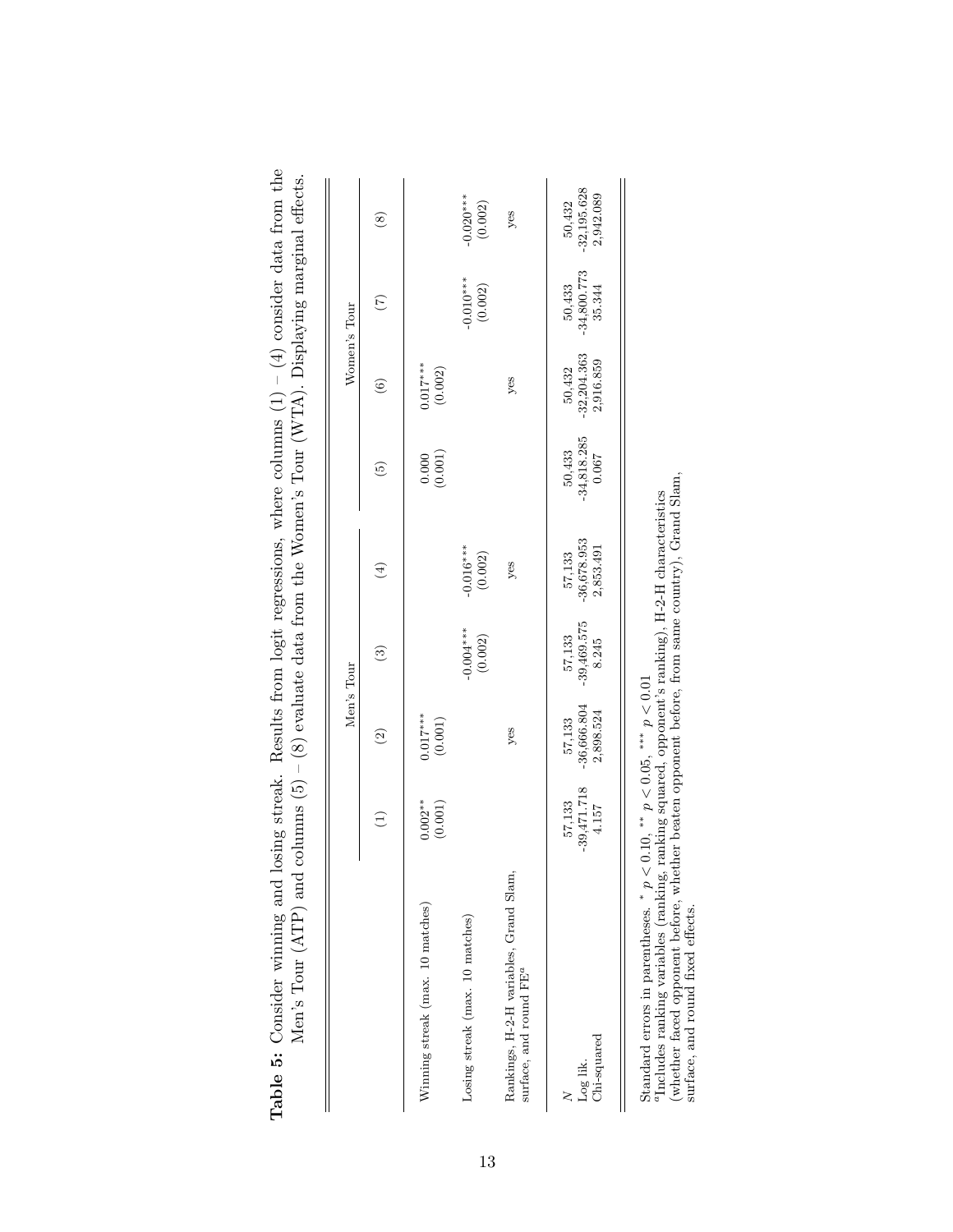**Table 5:** Consider winning and losing streak. Results from logit regressions, where columns (1) – (4) consider data from the Men's Tour (ATP) and columns (5) – (8) evaluate data from the Women's Tour (WTA). Displaying marginal effects.

| | Men's Tour | | | | Women's Tour | | | |
|---|---|---|---|---|---|---|---|---|
| | (1) | (2) | (3) | (4) | (5) | (6) | (7) | (8) |
| Winning streak (max. 10 matches) | 0.002** | 0.017*** | | | 0.000 | 0.017*** | | |
| | (0.001) | (0.001) | | | (0.001) | (0.002) | | |
| Losing streak (max. 10 matches) | | | -0.004*** | -0.016*** | | | -0.010*** | -0.020*** |
| | | | (0.002) | (0.002) | | | (0.002) | (0.002) |
| Rankings, H-2-H variables, Grand Slam, surface, and round FE[a] | | yes | | yes | | yes | | yes |
| $N$ | 57,133 | 57,133 | 57,133 | 57,133 | 50,433 | 50,432 | 50,433 | 50,432 |
| Log lik. | -39,471.718 | -36,666.804 | -39,469.575 | -36,678.953 | -34,818.285 | -32,204.363 | -34,800.773 | -32,195.628 |
| Chi-squared | 4.157 | 2,898.524 | 8.245 | 2,853.491 | 0.067 | 2,916.859 | 35.344 | 2,942.089 |

Standard errors in parentheses. * $p < 0.10$, ** $p < 0.05$, *** $p < 0.01$

[a]Includes ranking variables (ranking, ranking squared, opponent's ranking), H-2-H characteristics (whether faced opponent before, whether beaten opponent before, from same country), Grand Slam, surface, and round fixed effects.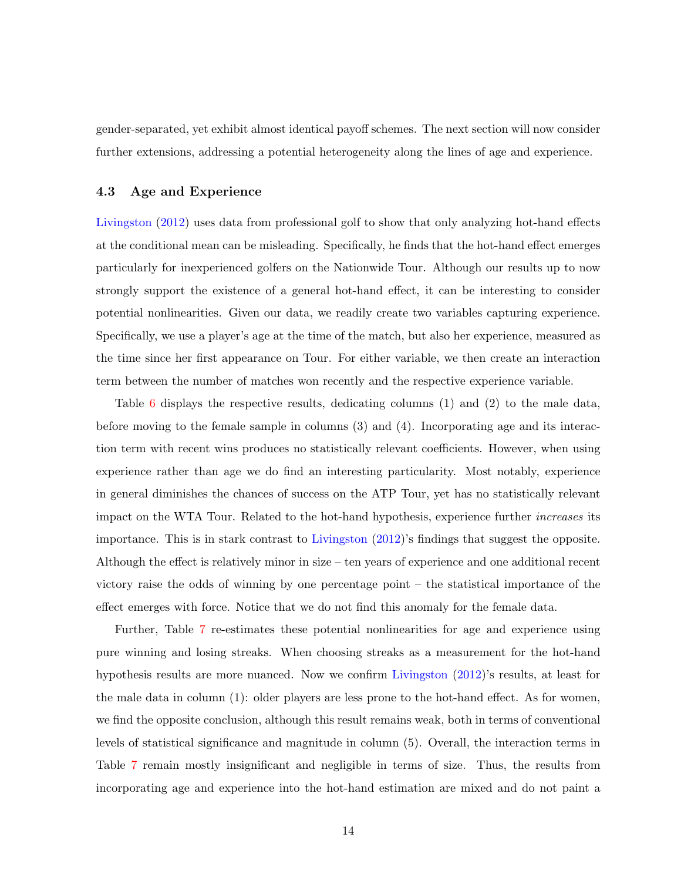gender-separated, yet exhibit almost identical payoff schemes. The next section will now consider further extensions, addressing a potential heterogeneity along the lines of age and experience.

### 4.3 Age and Experience

Livingston (2012) uses data from professional golf to show that only analyzing hot-hand effects at the conditional mean can be misleading. Specifically, he finds that the hot-hand effect emerges particularly for inexperienced golfers on the Nationwide Tour. Although our results up to now strongly support the existence of a general hot-hand effect, it can be interesting to consider potential nonlinearities. Given our data, we readily create two variables capturing experience. Specifically, we use a player's age at the time of the match, but also her experience, measured as the time since her first appearance on Tour. For either variable, we then create an interaction term between the number of matches won recently and the respective experience variable.

Table 6 displays the respective results, dedicating columns (1) and (2) to the male data, before moving to the female sample in columns (3) and (4). Incorporating age and its interaction term with recent wins produces no statistically relevant coefficients. However, when using experience rather than age we do find an interesting particularity. Most notably, experience in general diminishes the chances of success on the ATP Tour, yet has no statistically relevant impact on the WTA Tour. Related to the hot-hand hypothesis, experience further *increases* its importance. This is in stark contrast to Livingston (2012)'s findings that suggest the opposite. Although the effect is relatively minor in size – ten years of experience and one additional recent victory raise the odds of winning by one percentage point – the statistical importance of the effect emerges with force. Notice that we do not find this anomaly for the female data.

Further, Table 7 re-estimates these potential nonlinearities for age and experience using pure winning and losing streaks. When choosing streaks as a measurement for the hot-hand hypothesis results are more nuanced. Now we confirm Livingston (2012)'s results, at least for the male data in column (1): older players are less prone to the hot-hand effect. As for women, we find the opposite conclusion, although this result remains weak, both in terms of conventional levels of statistical significance and magnitude in column (5). Overall, the interaction terms in Table 7 remain mostly insignificant and negligible in terms of size. Thus, the results from incorporating age and experience into the hot-hand estimation are mixed and do not paint a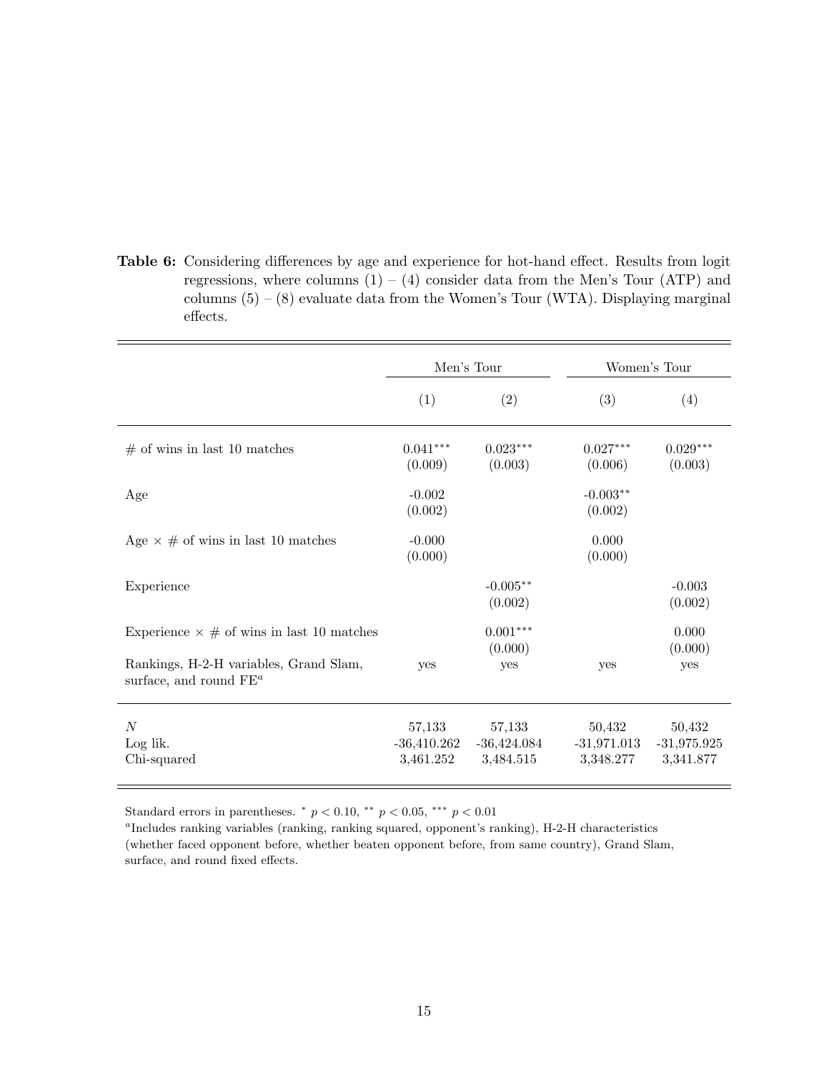**Table 6:** Considering differences by age and experience for hot-hand effect. Results from logit regressions, where columns (1) – (4) consider data from the Men's Tour (ATP) and columns (5) – (8) evaluate data from the Women's Tour (WTA). Displaying marginal effects.

| | Men's Tour | | Women's Tour | |
|---|---|---|---|---|
| | (1) | (2) | (3) | (4) |
| # of wins in last 10 matches | 0.041*** | 0.023*** | 0.027*** | 0.029*** |
| | (0.009) | (0.003) | (0.006) | (0.003) |
| Age | -0.002 | | -0.003** | |
| | (0.002) | | (0.002) | |
| Age × # of wins in last 10 matches | -0.000 | | 0.000 | |
| | (0.000) | | (0.000) | |
| Experience | | -0.005** | | -0.003 |
| | | (0.002) | | (0.002) |
| Experience × # of wins in last 10 matches | | 0.001*** | | 0.000 |
| | | (0.000) | | (0.000) |
| Rankings, H-2-H variables, Grand Slam, surface, and round FE[a] | yes | yes | yes | yes |
| $N$ | 57,133 | 57,133 | 50,432 | 50,432 |
| Log lik. | -36,410.262 | -36,424.084 | -31,971.013 | -31,975.925 |
| Chi-squared | 3,461.252 | 3,484.515 | 3,348.277 | 3,341.877 |

Standard errors in parentheses. * $p < 0.10$, ** $p < 0.05$, *** $p < 0.01$

[a] Includes ranking variables (ranking, ranking squared, opponent's ranking), H-2-H characteristics (whether faced opponent before, whether beaten opponent before, from same country), Grand Slam, surface, and round fixed effects.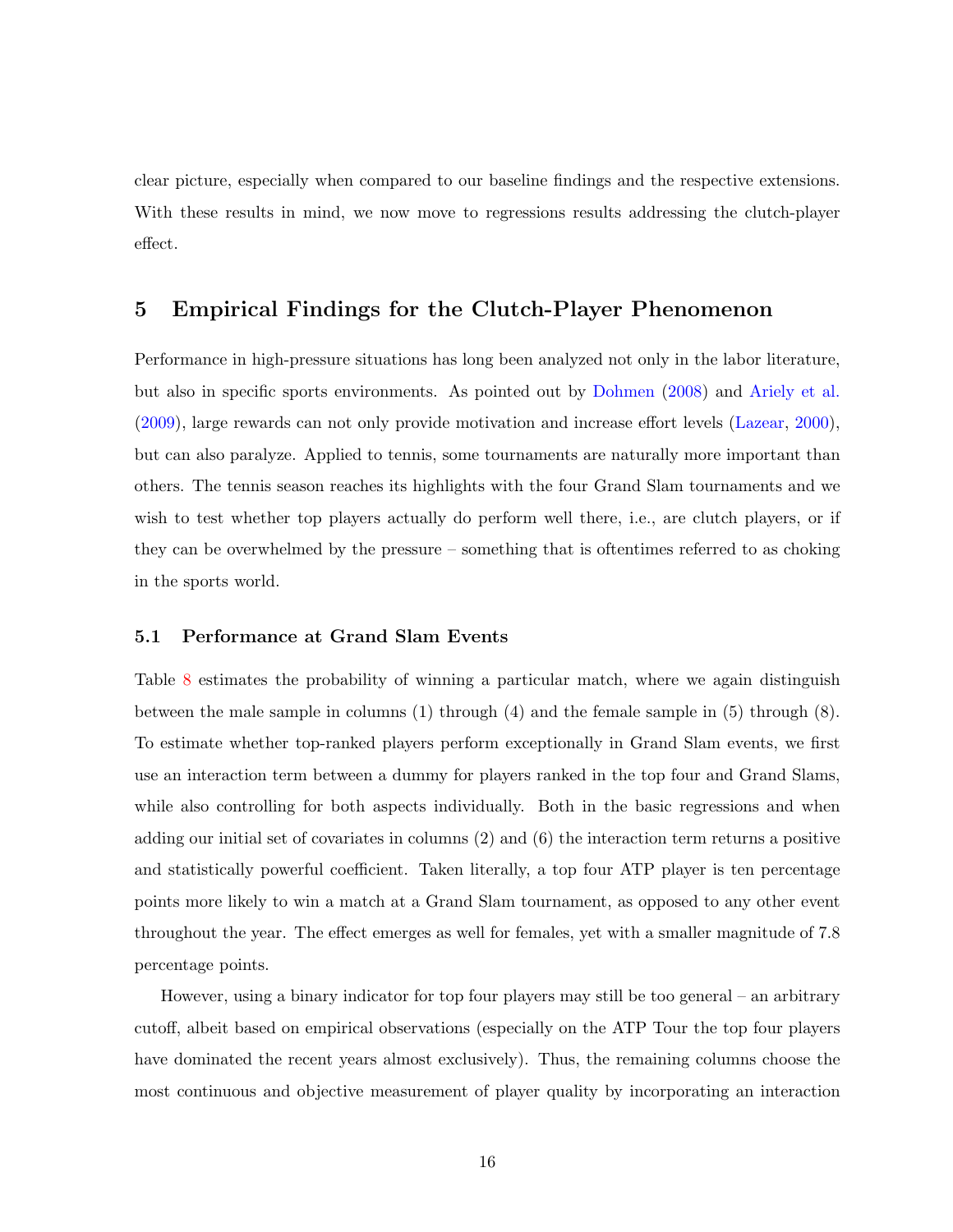clear picture, especially when compared to our baseline findings and the respective extensions. With these results in mind, we now move to regressions results addressing the clutch-player effect.

## 5 Empirical Findings for the Clutch-Player Phenomenon

Performance in high-pressure situations has long been analyzed not only in the labor literature, but also in specific sports environments. As pointed out by Dohmen (2008) and Ariely et al. (2009), large rewards can not only provide motivation and increase effort levels (Lazear, 2000), but can also paralyze. Applied to tennis, some tournaments are naturally more important than others. The tennis season reaches its highlights with the four Grand Slam tournaments and we wish to test whether top players actually do perform well there, i.e., are clutch players, or if they can be overwhelmed by the pressure – something that is oftentimes referred to as choking in the sports world.

### 5.1 Performance at Grand Slam Events

Table 8 estimates the probability of winning a particular match, where we again distinguish between the male sample in columns (1) through (4) and the female sample in (5) through (8). To estimate whether top-ranked players perform exceptionally in Grand Slam events, we first use an interaction term between a dummy for players ranked in the top four and Grand Slams, while also controlling for both aspects individually. Both in the basic regressions and when adding our initial set of covariates in columns (2) and (6) the interaction term returns a positive and statistically powerful coefficient. Taken literally, a top four ATP player is ten percentage points more likely to win a match at a Grand Slam tournament, as opposed to any other event throughout the year. The effect emerges as well for females, yet with a smaller magnitude of 7.8 percentage points.

However, using a binary indicator for top four players may still be too general – an arbitrary cutoff, albeit based on empirical observations (especially on the ATP Tour the top four players have dominated the recent years almost exclusively). Thus, the remaining columns choose the most continuous and objective measurement of player quality by incorporating an interaction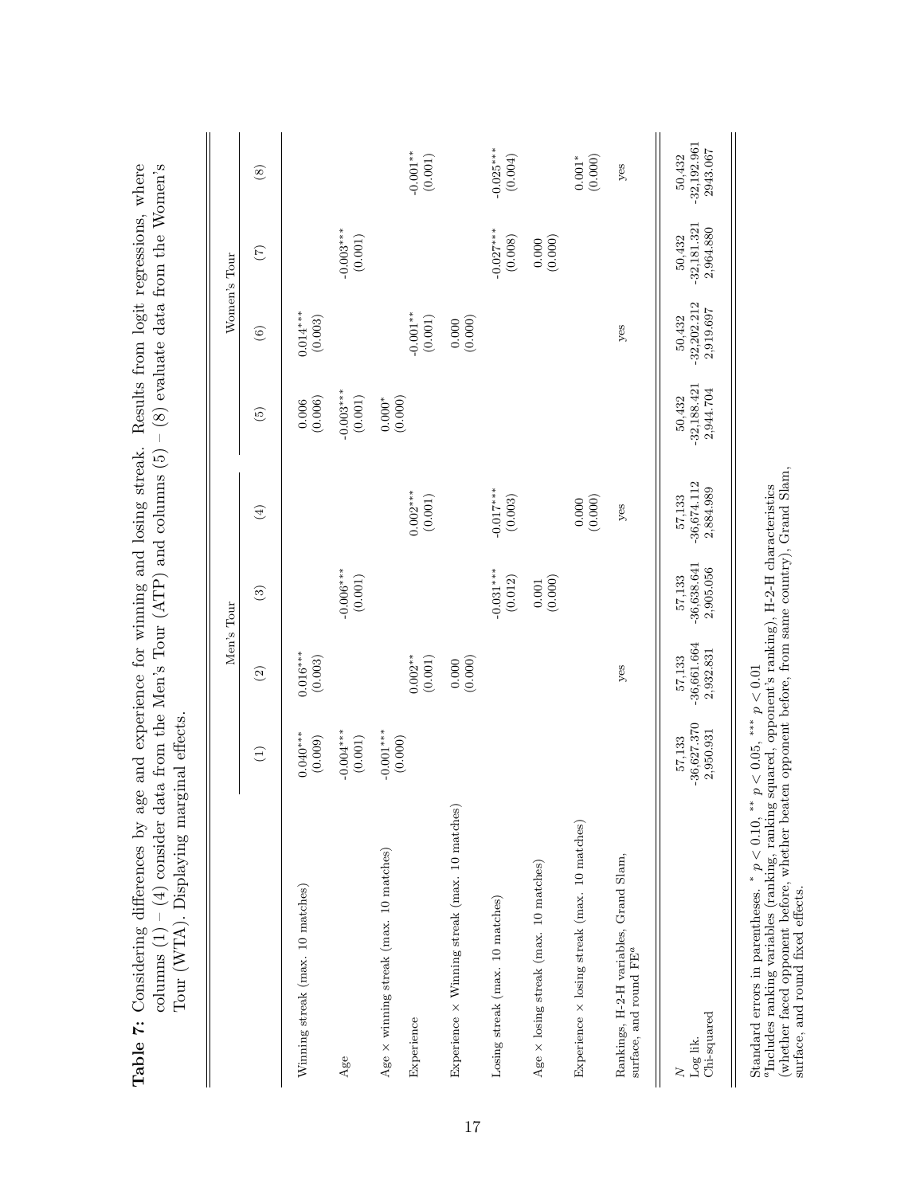**Table 7:** Considering differences by age and experience for winning and losing streak. Results from logit regressions, where columns (1) – (4) consider data from the Men's Tour (ATP) and columns (5) – (8) evaluate data from the Women's Tour (WTA). Displaying marginal effects.

| | Men's Tour | | | | Women's Tour | | | |
|---|---|---|---|---|---|---|---|---|
| | (1) | (2) | (3) | (4) | (5) | (6) | (7) | (8) |
| Winning streak (max. 10 matches) | 0.040*** | 0.016*** | | | 0.006 | 0.014*** | | |
| | (0.009) | (0.003) | | | (0.006) | (0.003) | | |
| Age | -0.004*** | | -0.006*** | | -0.003*** | | -0.003*** | |
| | (0.001) | | (0.001) | | (0.001) | | (0.001) | |
| Age × winning streak (max. 10 matches) | -0.001*** | | | | 0.000* | | | |
| | (0.000) | | | | (0.000) | | | |
| Experience | | 0.002** | | 0.002*** | | -0.001** | | -0.001** |
| | | (0.001) | | (0.001) | | (0.001) | | (0.001) |
| Experience × Winning streak (max. 10 matches) | | 0.000 | | | | 0.000 | | |
| | | (0.000) | | | | (0.000) | | |
| Losing streak (max. 10 matches) | | | -0.031*** | -0.017*** | | | -0.027*** | -0.025*** |
| | | | (0.012) | (0.003) | | | (0.008) | (0.004) |
| Age × losing streak (max. 10 matches) | | | 0.001 | | | | 0.000 | |
| | | | (0.000) | | | | (0.000) | |
| Experience × losing streak (max. 10 matches) | | | | 0.000 | | | | 0.001* |
| | | | | (0.000) | | | | (0.000) |
| Rankings, H-2-H variables, Grand Slam, surface, and round FE[a] | | yes | | yes | | yes | | yes |
| $N$ | 57,133 | 57,133 | 57,133 | 57,133 | 50,432 | 50,432 | 50,432 | 50,432 |
| Log lik. | -36,627.370 | -36,661.664 | -36,638.641 | -36,674.112 | -32,188.421 | -32,202.212 | -32,181.321 | -32,192.961 |
| Chi-squared | 2,950.931 | 2,932.831 | 2,905.056 | 2,884.989 | 2,944.704 | 2,919.697 | 2,964.880 | 2943.067 |

Standard errors in parentheses. * $p < 0.10$, ** $p < 0.05$, *** $p < 0.01$
[a]Includes ranking variables (ranking, ranking squared, opponent's ranking), H-2-H characteristics (whether faced opponent before, whether beaten opponent before, from same country), Grand Slam, surface, and round fixed effects.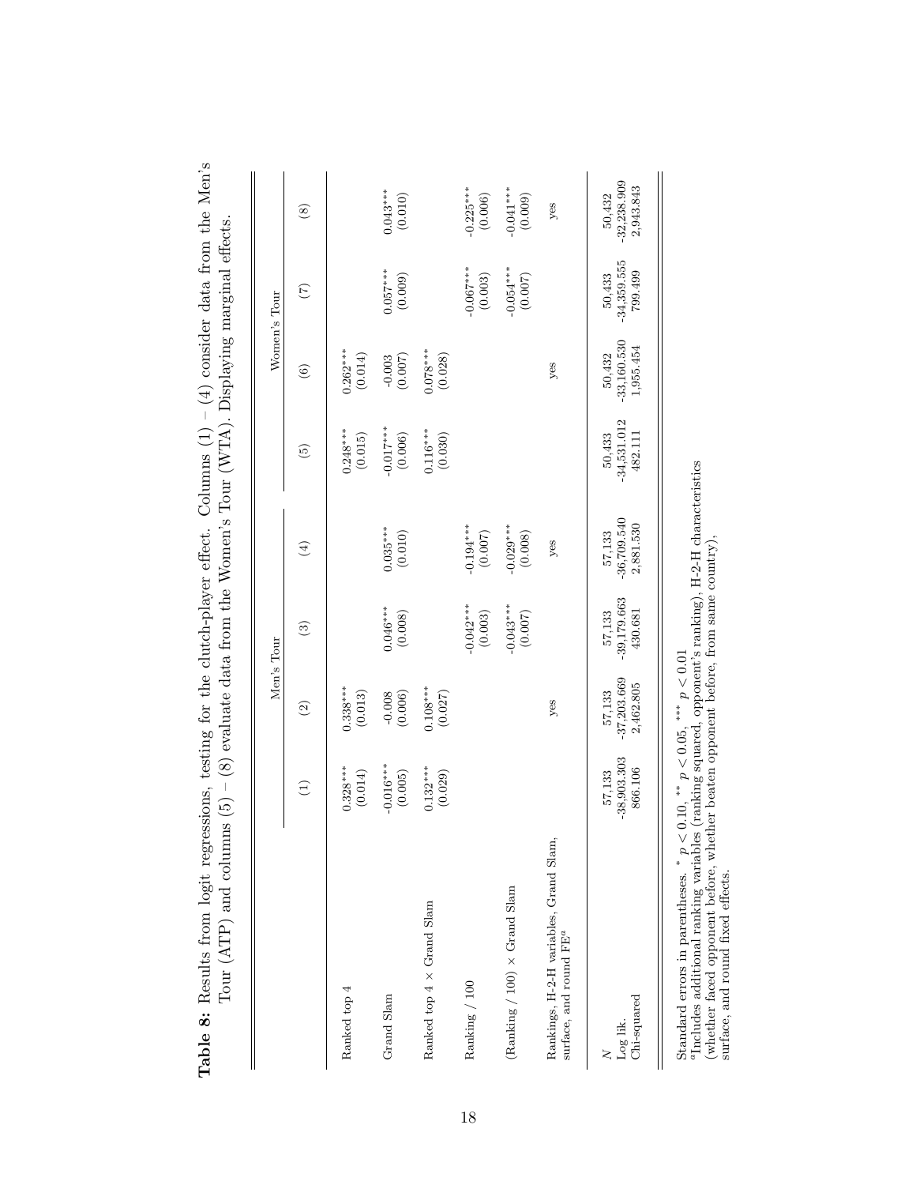**Table 8:** Results from logit regressions, testing for the clutch-player effect. Columns (1) – (4) consider data from the Men's Tour (ATP) and columns (5) – (8) evaluate data from the Women's Tour (WTA). Displaying marginal effects.

| | Men's Tour | | | | Women's Tour | | | |
|---|---|---|---|---|---|---|---|---|
| | (1) | (2) | (3) | (4) | (5) | (6) | (7) | (8) |
| Ranked top 4 | 0.328*** | 0.338*** | | | 0.248*** | 0.262*** | | |
| | (0.014) | (0.013) | | | (0.015) | (0.014) | | |
| Grand Slam | -0.016*** | -0.008 | 0.046*** | 0.035*** | -0.017*** | -0.003 | 0.057*** | 0.043*** |
| | (0.005) | (0.006) | (0.008) | (0.010) | (0.006) | (0.007) | (0.009) | (0.010) |
| Ranked top 4 × Grand Slam | 0.132*** | 0.108*** | | | 0.116*** | 0.078*** | | |
| | (0.029) | (0.027) | | | (0.030) | (0.028) | | |
| Ranking / 100 | | | -0.042*** | -0.194*** | | | -0.067*** | -0.225*** |
| | | | (0.003) | (0.007) | | | (0.003) | (0.006) |
| (Ranking / 100) × Grand Slam | | | -0.043*** | -0.029*** | | | -0.054*** | -0.041*** |
| | | | (0.007) | (0.008) | | | (0.007) | (0.009) |
| Rankings, H-2-H variables, Grand Slam, surface, and round FE[a] | | yes | | yes | | yes | | yes |
| $N$ | 57,133 | 57,133 | 57,133 | 57,133 | 50,433 | 50,432 | 50,433 | 50,432 |
| Log lik. | -38,903.303 | -37,203.669 | -39,179.663 | -36,709.540 | -34,531.012 | -33,160.530 | -34,359.555 | -32,238.909 |
| Chi-squared | 866.106 | 2,462.805 | 430.681 | 2,881.530 | 482.111 | 1,955.454 | 799.499 | 2,943.843 |

Standard errors in parentheses. * $p < 0.10$, ** $p < 0.05$, *** $p < 0.01$

[a]Includes additional ranking variables (ranking squared, opponent's ranking), H-2-H characteristics (whether faced opponent before, whether beaten opponent before, from same country), surface, and round fixed effects.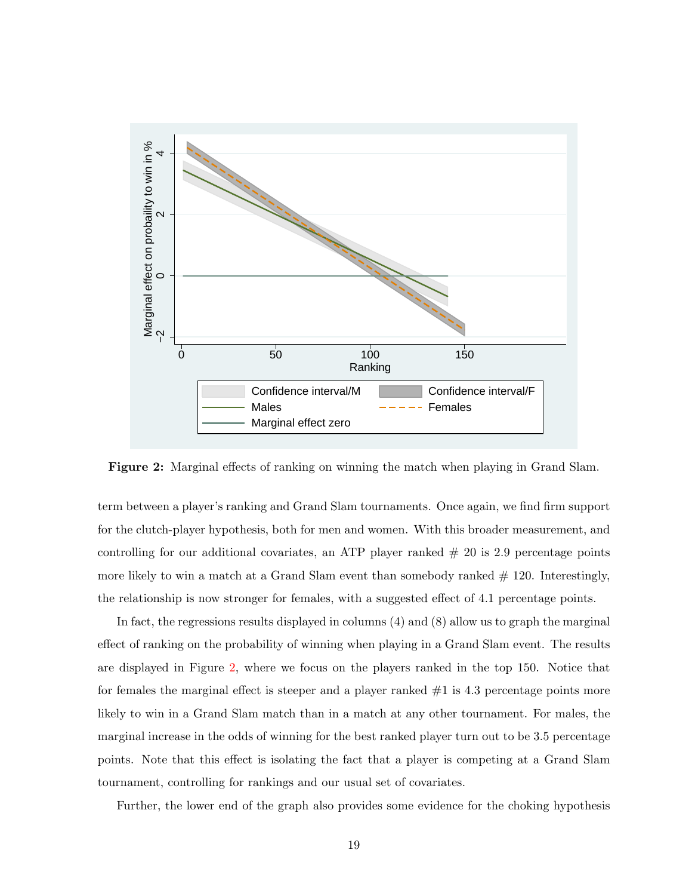Figure 2: Marginal effects of ranking on winning the match when playing in Grand Slam.

term between a player's ranking and Grand Slam tournaments. Once again, we find firm support for the clutch-player hypothesis, both for men and women. With this broader measurement, and controlling for our additional covariates, an ATP player ranked # 20 is 2.9 percentage points more likely to win a match at a Grand Slam event than somebody ranked # 120. Interestingly, the relationship is now stronger for females, with a suggested effect of 4.1 percentage points.

In fact, the regressions results displayed in columns (4) and (8) allow us to graph the marginal effect of ranking on the probability of winning when playing in a Grand Slam event. The results are displayed in Figure 2, where we focus on the players ranked in the top 150. Notice that for females the marginal effect is steeper and a player ranked #1 is 4.3 percentage points more likely to win in a Grand Slam match than in a match at any other tournament. For males, the marginal increase in the odds of winning for the best ranked player turn out to be 3.5 percentage points. Note that this effect is isolating the fact that a player is competing at a Grand Slam tournament, controlling for rankings and our usual set of covariates.

Further, the lower end of the graph also provides some evidence for the choking hypothesis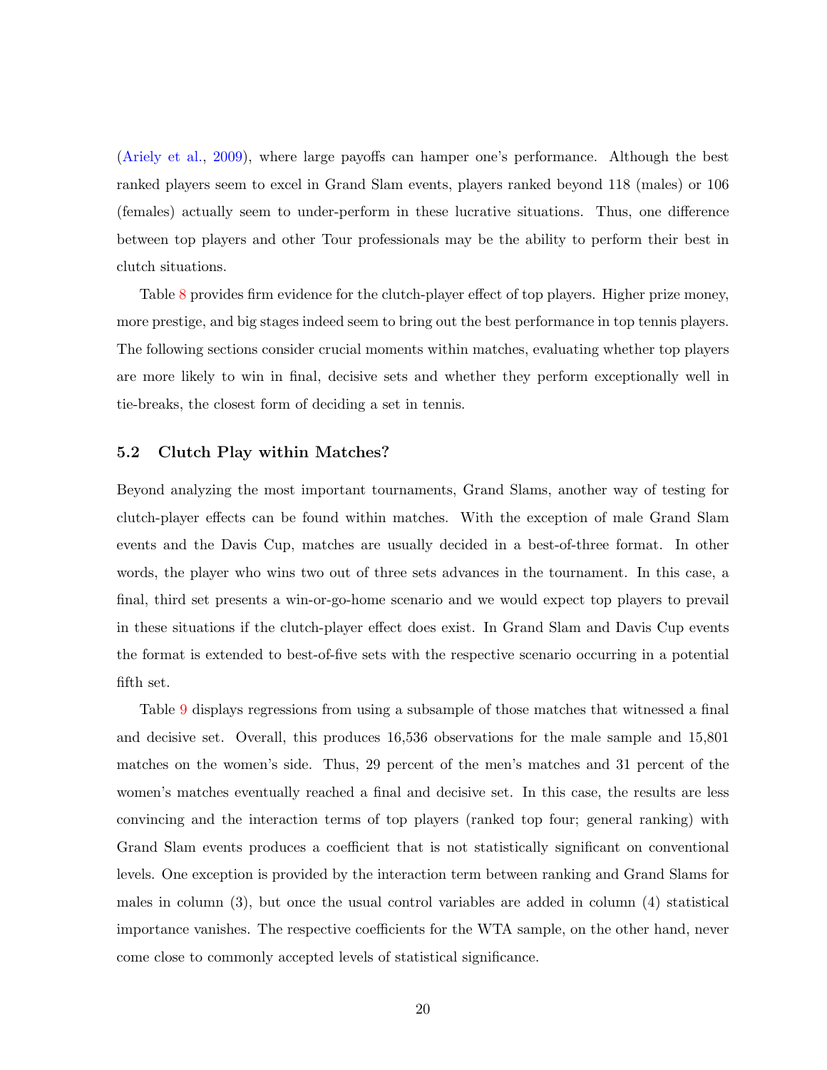(Ariely et al., 2009), where large payoffs can hamper one's performance. Although the best ranked players seem to excel in Grand Slam events, players ranked beyond 118 (males) or 106 (females) actually seem to under-perform in these lucrative situations. Thus, one difference between top players and other Tour professionals may be the ability to perform their best in clutch situations.

Table 8 provides firm evidence for the clutch-player effect of top players. Higher prize money, more prestige, and big stages indeed seem to bring out the best performance in top tennis players. The following sections consider crucial moments within matches, evaluating whether top players are more likely to win in final, decisive sets and whether they perform exceptionally well in tie-breaks, the closest form of deciding a set in tennis.

### 5.2 Clutch Play within Matches?

Beyond analyzing the most important tournaments, Grand Slams, another way of testing for clutch-player effects can be found within matches. With the exception of male Grand Slam events and the Davis Cup, matches are usually decided in a best-of-three format. In other words, the player who wins two out of three sets advances in the tournament. In this case, a final, third set presents a win-or-go-home scenario and we would expect top players to prevail in these situations if the clutch-player effect does exist. In Grand Slam and Davis Cup events the format is extended to best-of-five sets with the respective scenario occurring in a potential fifth set.

Table 9 displays regressions from using a subsample of those matches that witnessed a final and decisive set. Overall, this produces 16,536 observations for the male sample and 15,801 matches on the women's side. Thus, 29 percent of the men's matches and 31 percent of the women's matches eventually reached a final and decisive set. In this case, the results are less convincing and the interaction terms of top players (ranked top four; general ranking) with Grand Slam events produces a coefficient that is not statistically significant on conventional levels. One exception is provided by the interaction term between ranking and Grand Slams for males in column (3), but once the usual control variables are added in column (4) statistical importance vanishes. The respective coefficients for the WTA sample, on the other hand, never come close to commonly accepted levels of statistical significance.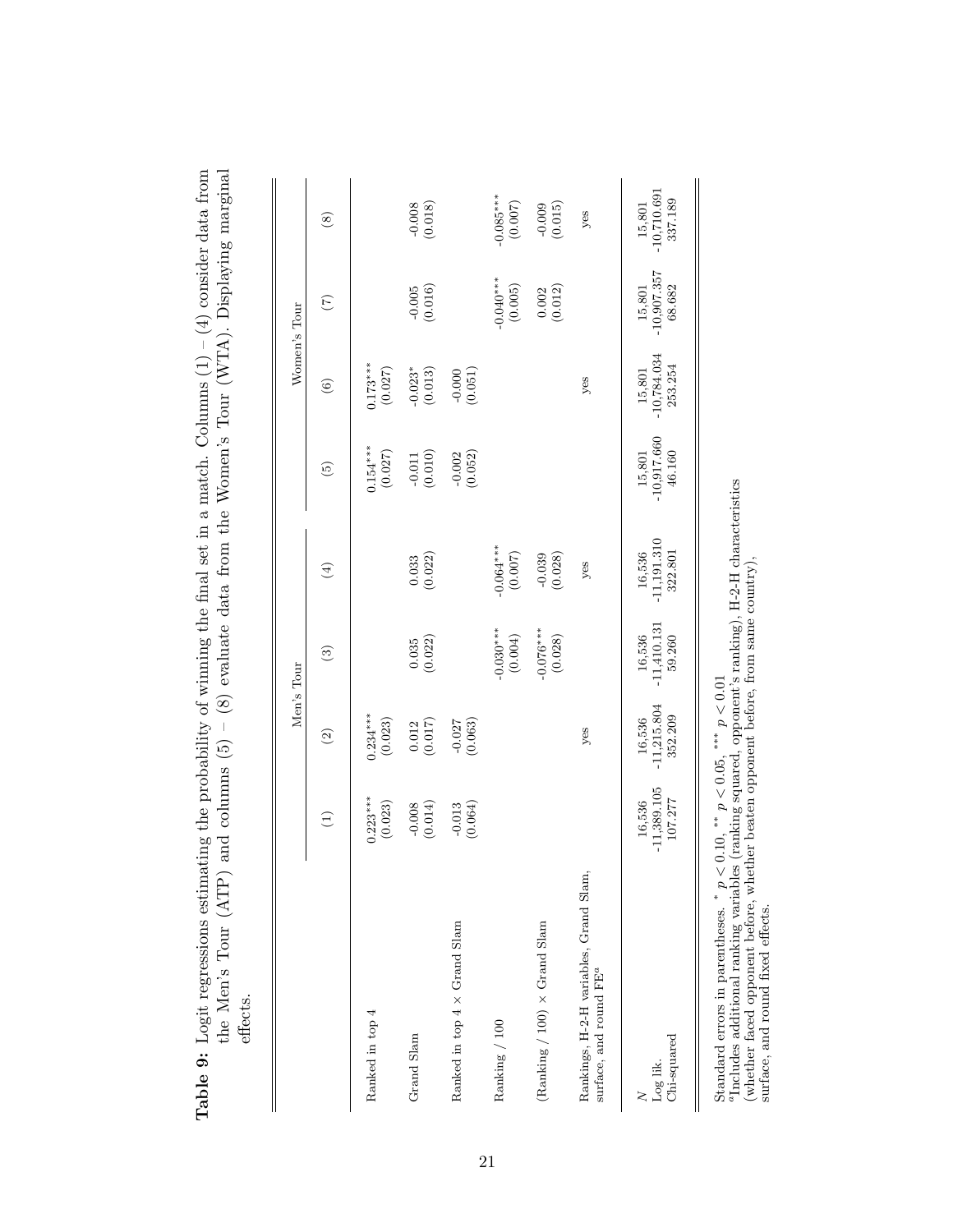**Table 9:** Logit regressions estimating the probability of winning the final set in a match. Columns (1) – (4) consider data from the Men's Tour (ATP) and columns (5) – (8) evaluate data from the Women's Tour (WTA). Displaying marginal effects.

| | Men's Tour | | | | Women's Tour | | | |
|---|---|---|---|---|---|---|---|---|
| | (1) | (2) | (3) | (4) | (5) | (6) | (7) | (8) |
| Ranked in top 4 | 0.223*** | 0.234*** | | | 0.154*** | 0.173*** | | |
| | (0.023) | (0.023) | | | (0.027) | (0.027) | | |
| Grand Slam | -0.008 | 0.012 | 0.035 | 0.033 | -0.011 | -0.023* | -0.005 | -0.008 |
| | (0.014) | (0.017) | (0.022) | (0.022) | (0.010) | (0.013) | (0.016) | (0.018) |
| Ranked in top 4 × Grand Slam | -0.013 | -0.027 | | | -0.002 | -0.000 | | |
| | (0.064) | (0.063) | | | (0.052) | (0.051) | | |
| Ranking / 100 | | | -0.030*** | -0.064*** | | | -0.040*** | -0.085*** |
| | | | (0.004) | (0.007) | | | (0.005) | (0.007) |
| (Ranking / 100) × Grand Slam | | | -0.076*** | -0.039 | | | 0.002 | -0.009 |
| | | | (0.028) | (0.028) | | | (0.012) | (0.015) |
| Rankings, H-2-H variables, Grand Slam, surface, and round FE[a] | | yes | | yes | | yes | | yes |
| $N$ | 16,536 | 16,536 | 16,536 | 16,536 | 15,801 | 15,801 | 15,801 | 15,801 |
| Log lik. | -11,389.105 | -11,215.804 | -11,410.131 | -11,191.310 | -10,917.660 | -10,784.034 | -10,907.357 | -10,710.691 |
| Chi-squared | 107.277 | 352.209 | 59.260 | 322.801 | 46.160 | 253.254 | 68.682 | 337.189 |

Standard errors in parentheses. * $p < 0.10$, ** $p < 0.05$, *** $p < 0.01$

[a]Includes additional ranking variables (ranking squared, opponent's ranking), H-2-H characteristics (whether faced opponent before, whether beaten opponent before, from same country), surface, and round fixed effects.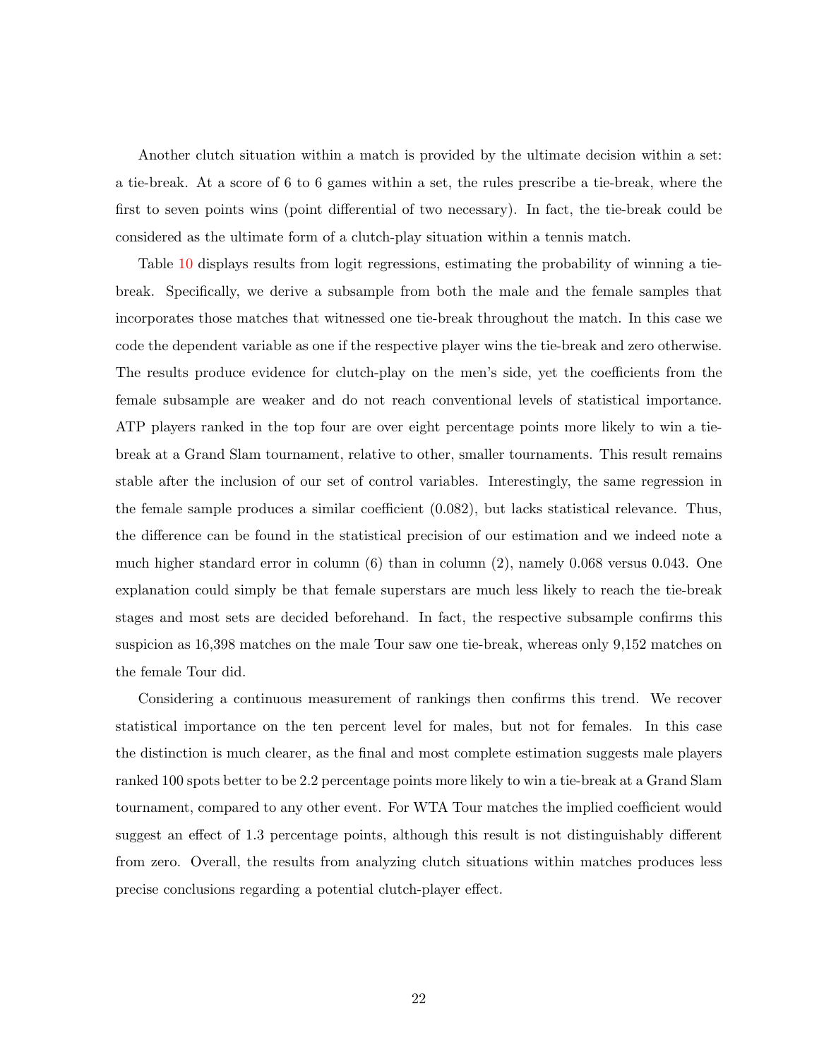Another clutch situation within a match is provided by the ultimate decision within a set: a tie-break. At a score of 6 to 6 games within a set, the rules prescribe a tie-break, where the first to seven points wins (point differential of two necessary). In fact, the tie-break could be considered as the ultimate form of a clutch-play situation within a tennis match.

Table 10 displays results from logit regressions, estimating the probability of winning a tie-break. Specifically, we derive a subsample from both the male and the female samples that incorporates those matches that witnessed one tie-break throughout the match. In this case we code the dependent variable as one if the respective player wins the tie-break and zero otherwise. The results produce evidence for clutch-play on the men's side, yet the coefficients from the female subsample are weaker and do not reach conventional levels of statistical importance. ATP players ranked in the top four are over eight percentage points more likely to win a tie-break at a Grand Slam tournament, relative to other, smaller tournaments. This result remains stable after the inclusion of our set of control variables. Interestingly, the same regression in the female sample produces a similar coefficient (0.082), but lacks statistical relevance. Thus, the difference can be found in the statistical precision of our estimation and we indeed note a much higher standard error in column (6) than in column (2), namely 0.068 versus 0.043. One explanation could simply be that female superstars are much less likely to reach the tie-break stages and most sets are decided beforehand. In fact, the respective subsample confirms this suspicion as 16,398 matches on the male Tour saw one tie-break, whereas only 9,152 matches on the female Tour did.

Considering a continuous measurement of rankings then confirms this trend. We recover statistical importance on the ten percent level for males, but not for females. In this case the distinction is much clearer, as the final and most complete estimation suggests male players ranked 100 spots better to be 2.2 percentage points more likely to win a tie-break at a Grand Slam tournament, compared to any other event. For WTA Tour matches the implied coefficient would suggest an effect of 1.3 percentage points, although this result is not distinguishably different from zero. Overall, the results from analyzing clutch situations within matches produces less precise conclusions regarding a potential clutch-player effect.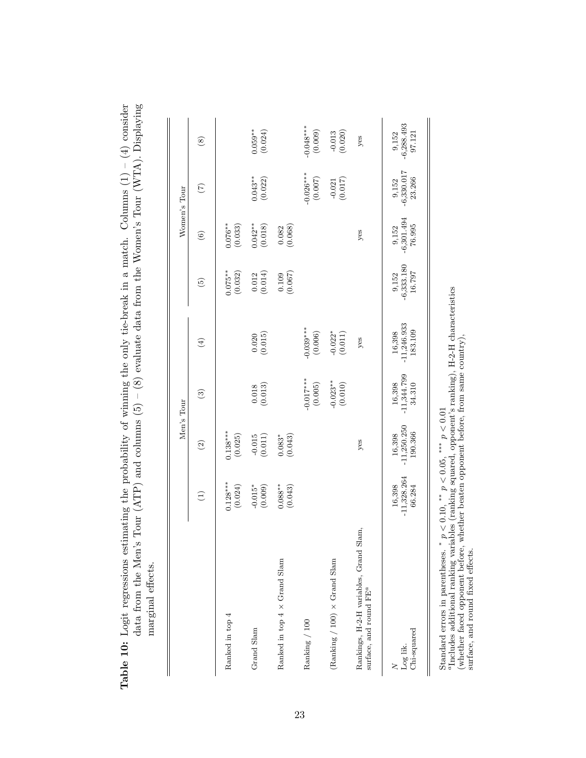**Table 10:** Logit regressions estimating the probability of winning the only tie-break in a match. Columns (1) – (4) consider data from the Men's Tour (ATP) and columns (5) – (8) evaluate data from the Women's Tour (WTA). Displaying marginal effects.

| | Men's Tour | | | | Women's Tour | | | |
|---|---|---|---|---|---|---|---|---|
| | (1) | (2) | (3) | (4) | (5) | (6) | (7) | (8) |
| Ranked in top 4 | 0.128*** | 0.138*** | | | 0.075** | 0.076** | | |
| | (0.024) | (0.025) | | | (0.032) | (0.033) | | |
| Grand Slam | -0.015* | -0.015 | 0.018 | 0.020 | 0.012 | 0.042** | 0.043** | 0.059** |
| | (0.009) | (0.011) | (0.013) | (0.015) | (0.014) | (0.018) | (0.022) | (0.024) |
| Ranked in top 4 × Grand Slam | 0.088** | 0.083* | | | 0.109 | 0.082 | | |
| | (0.043) | (0.043) | | | (0.067) | (0.068) | | |
| Ranking / 100 | | | -0.017*** | -0.039*** | | | -0.026*** | -0.048*** |
| | | | (0.005) | (0.006) | | | (0.007) | (0.009) |
| (Ranking / 100) × Grand Slam | | | -0.023** | -0.022* | | | -0.021 | -0.013 |
| | | | (0.010) | (0.011) | | | (0.017) | (0.020) |
| Rankings, H-2-H variables, Grand Slam, surface, and round FE[a] | | yes | | yes | | yes | | yes |
| $N$ | 16,398 | 16,398 | 16,398 | 16,398 | 9,152 | 9,152 | 9,152 | 9,152 |
| Log lik. | -11,328.264 | -11,250.250 | -11,344.799 | -11,246.933 | -6,333.180 | -6,301.494 | -6,330.017 | -6,288.493 |
| Chi-squared | 66.284 | 190.366 | 34.310 | 183.109 | 16.797 | 76.995 | 23.266 | 97.121 |

Standard errors in parentheses. * $p < 0.10$, ** $p < 0.05$, *** $p < 0.01$

[a]Includes additional ranking variables (ranking squared, opponent's ranking), H-2-H characteristics (whether faced opponent before, whether beaten opponent before, from same country), surface, and round fixed effects.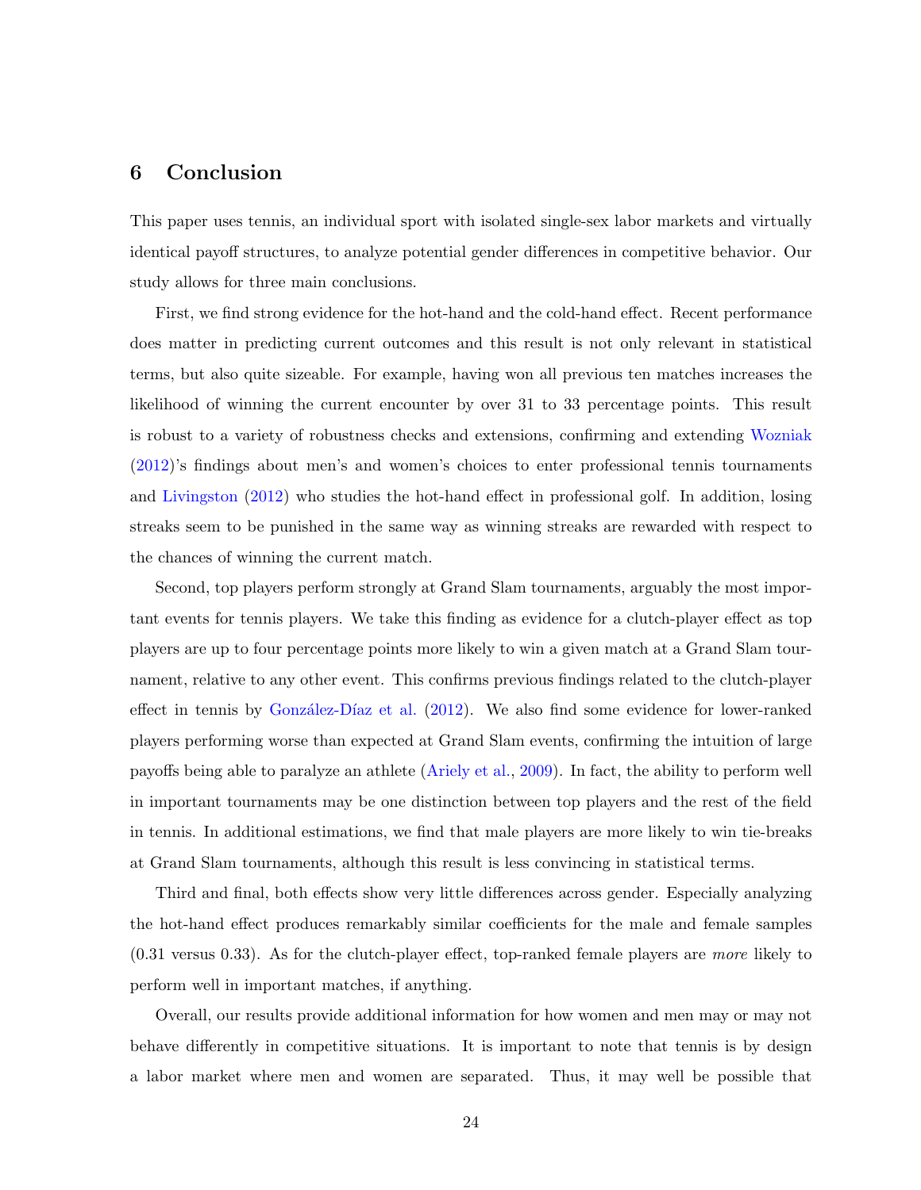## 6 Conclusion

This paper uses tennis, an individual sport with isolated single-sex labor markets and virtually identical payoff structures, to analyze potential gender differences in competitive behavior. Our study allows for three main conclusions.

First, we find strong evidence for the hot-hand and the cold-hand effect. Recent performance does matter in predicting current outcomes and this result is not only relevant in statistical terms, but also quite sizeable. For example, having won all previous ten matches increases the likelihood of winning the current encounter by over 31 to 33 percentage points. This result is robust to a variety of robustness checks and extensions, confirming and extending Wozniak (2012)'s findings about men's and women's choices to enter professional tennis tournaments and Livingston (2012) who studies the hot-hand effect in professional golf. In addition, losing streaks seem to be punished in the same way as winning streaks are rewarded with respect to the chances of winning the current match.

Second, top players perform strongly at Grand Slam tournaments, arguably the most important events for tennis players. We take this finding as evidence for a clutch-player effect as top players are up to four percentage points more likely to win a given match at a Grand Slam tournament, relative to any other event. This confirms previous findings related to the clutch-player effect in tennis by González-Díaz et al. (2012). We also find some evidence for lower-ranked players performing worse than expected at Grand Slam events, confirming the intuition of large payoffs being able to paralyze an athlete (Ariely et al., 2009). In fact, the ability to perform well in important tournaments may be one distinction between top players and the rest of the field in tennis. In additional estimations, we find that male players are more likely to win tie-breaks at Grand Slam tournaments, although this result is less convincing in statistical terms.

Third and final, both effects show very little differences across gender. Especially analyzing the hot-hand effect produces remarkably similar coefficients for the male and female samples (0.31 versus 0.33). As for the clutch-player effect, top-ranked female players are *more* likely to perform well in important matches, if anything.

Overall, our results provide additional information for how women and men may or may not behave differently in competitive situations. It is important to note that tennis is by design a labor market where men and women are separated. Thus, it may well be possible that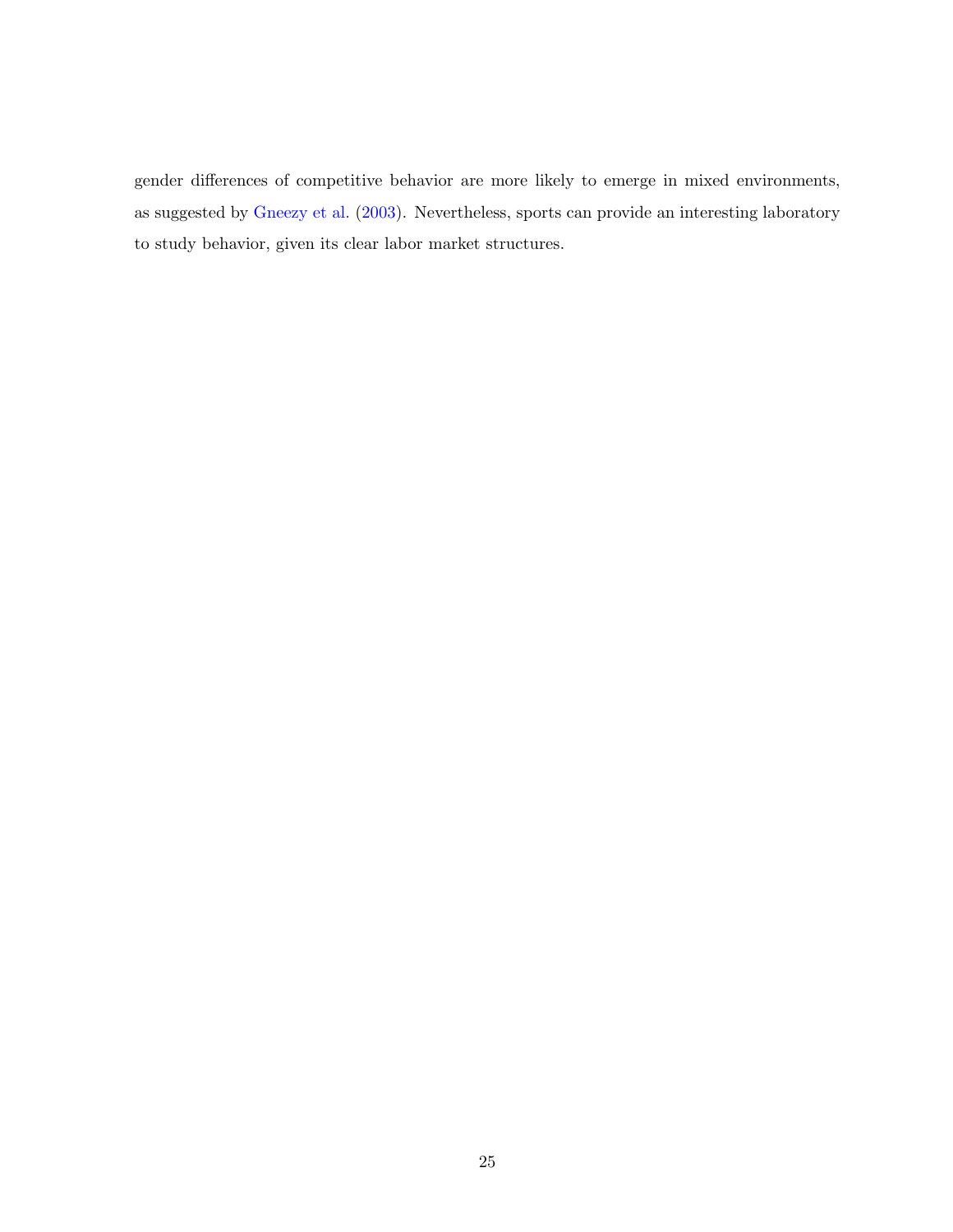gender differences of competitive behavior are more likely to emerge in mixed environments, as suggested by Gneezy et al. (2003). Nevertheless, sports can provide an interesting laboratory to study behavior, given its clear labor market structures.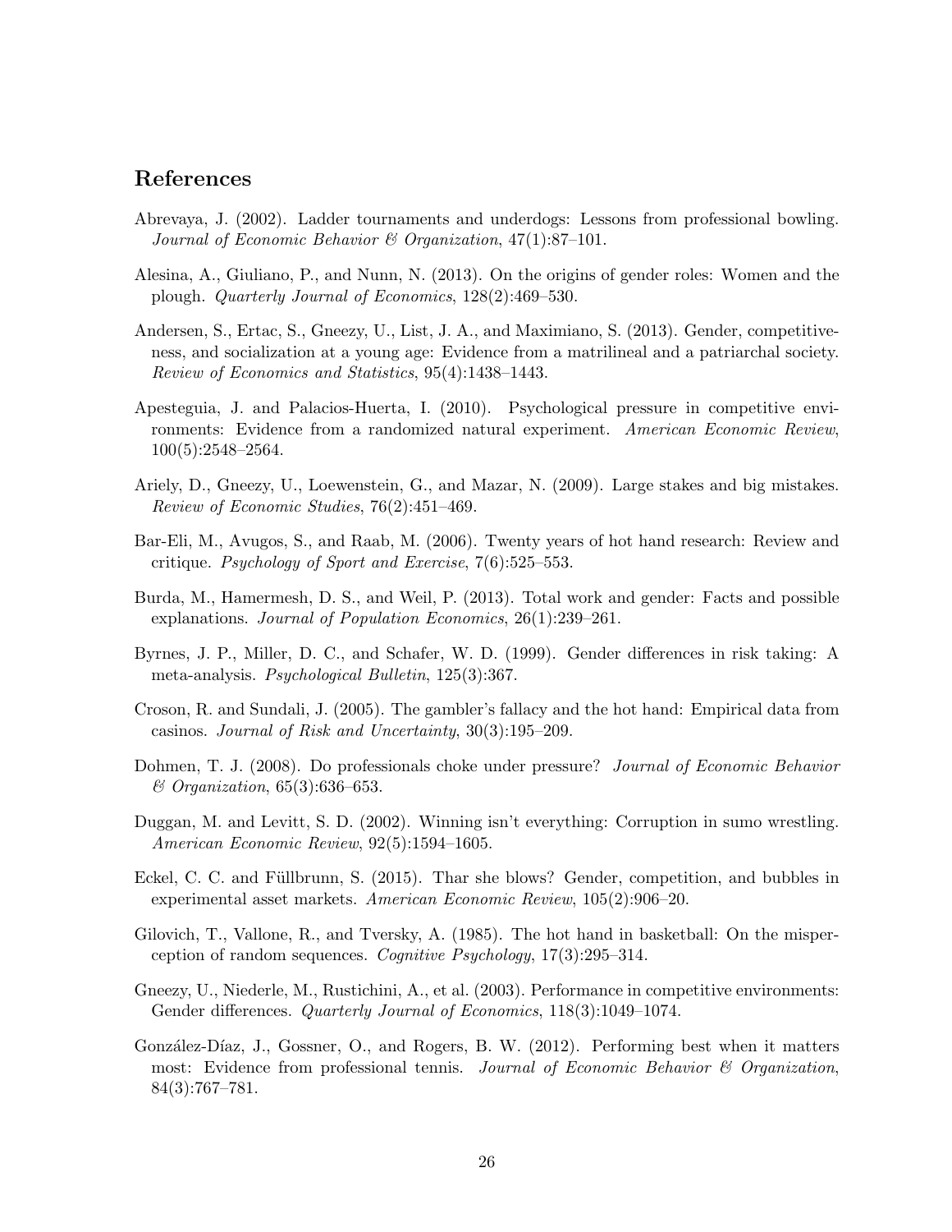## References

Abrevaya, J. (2002). Ladder tournaments and underdogs: Lessons from professional bowling. *Journal of Economic Behavior & Organization*, 47(1):87–101.

Alesina, A., Giuliano, P., and Nunn, N. (2013). On the origins of gender roles: Women and the plough. *Quarterly Journal of Economics*, 128(2):469–530.

Andersen, S., Ertac, S., Gneezy, U., List, J. A., and Maximiano, S. (2013). Gender, competitiveness, and socialization at a young age: Evidence from a matrilineal and a patriarchal society. *Review of Economics and Statistics*, 95(4):1438–1443.

Apesteguia, J. and Palacios-Huerta, I. (2010). Psychological pressure in competitive environments: Evidence from a randomized natural experiment. *American Economic Review*, 100(5):2548–2564.

Ariely, D., Gneezy, U., Loewenstein, G., and Mazar, N. (2009). Large stakes and big mistakes. *Review of Economic Studies*, 76(2):451–469.

Bar-Eli, M., Avugos, S., and Raab, M. (2006). Twenty years of hot hand research: Review and critique. *Psychology of Sport and Exercise*, 7(6):525–553.

Burda, M., Hamermesh, D. S., and Weil, P. (2013). Total work and gender: Facts and possible explanations. *Journal of Population Economics*, 26(1):239–261.

Byrnes, J. P., Miller, D. C., and Schafer, W. D. (1999). Gender differences in risk taking: A meta-analysis. *Psychological Bulletin*, 125(3):367.

Croson, R. and Sundali, J. (2005). The gambler's fallacy and the hot hand: Empirical data from casinos. *Journal of Risk and Uncertainty*, 30(3):195–209.

Dohmen, T. J. (2008). Do professionals choke under pressure? *Journal of Economic Behavior & Organization*, 65(3):636–653.

Duggan, M. and Levitt, S. D. (2002). Winning isn't everything: Corruption in sumo wrestling. *American Economic Review*, 92(5):1594–1605.

Eckel, C. C. and Füllbrunn, S. (2015). Thar she blows? Gender, competition, and bubbles in experimental asset markets. *American Economic Review*, 105(2):906–20.

Gilovich, T., Vallone, R., and Tversky, A. (1985). The hot hand in basketball: On the misperception of random sequences. *Cognitive Psychology*, 17(3):295–314.

Gneezy, U., Niederle, M., Rustichini, A., et al. (2003). Performance in competitive environments: Gender differences. *Quarterly Journal of Economics*, 118(3):1049–1074.

González-Díaz, J., Gossner, O., and Rogers, B. W. (2012). Performing best when it matters most: Evidence from professional tennis. *Journal of Economic Behavior & Organization*, 84(3):767–781.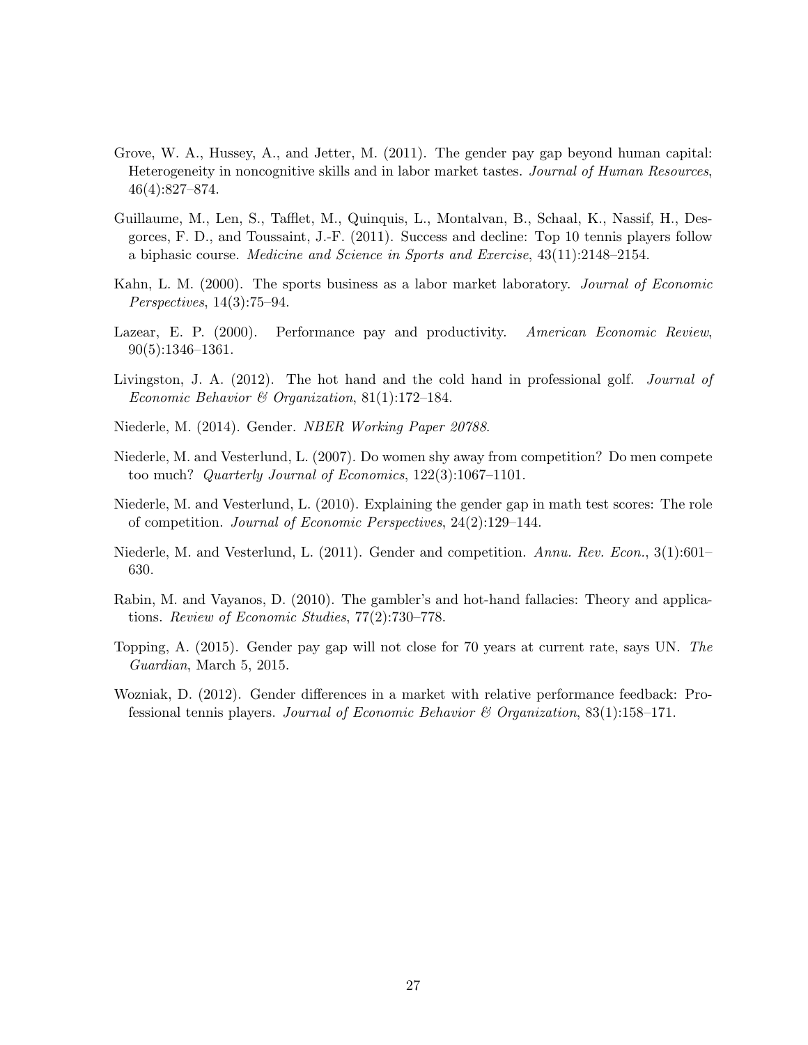Grove, W. A., Hussey, A., and Jetter, M. (2011). The gender pay gap beyond human capital: Heterogeneity in noncognitive skills and in labor market tastes. *Journal of Human Resources*, 46(4):827–874.

Guillaume, M., Len, S., Tafflet, M., Quinquis, L., Montalvan, B., Schaal, K., Nassif, H., Desgorces, F. D., and Toussaint, J.-F. (2011). Success and decline: Top 10 tennis players follow a biphasic course. *Medicine and Science in Sports and Exercise*, 43(11):2148–2154.

Kahn, L. M. (2000). The sports business as a labor market laboratory. *Journal of Economic Perspectives*, 14(3):75–94.

Lazear, E. P. (2000). Performance pay and productivity. *American Economic Review*, 90(5):1346–1361.

Livingston, J. A. (2012). The hot hand and the cold hand in professional golf. *Journal of Economic Behavior & Organization*, 81(1):172–184.

Niederle, M. (2014). Gender. *NBER Working Paper 20788*.

Niederle, M. and Vesterlund, L. (2007). Do women shy away from competition? Do men compete too much? *Quarterly Journal of Economics*, 122(3):1067–1101.

Niederle, M. and Vesterlund, L. (2010). Explaining the gender gap in math test scores: The role of competition. *Journal of Economic Perspectives*, 24(2):129–144.

Niederle, M. and Vesterlund, L. (2011). Gender and competition. *Annu. Rev. Econ.*, 3(1):601–630.

Rabin, M. and Vayanos, D. (2010). The gambler's and hot-hand fallacies: Theory and applications. *Review of Economic Studies*, 77(2):730–778.

Topping, A. (2015). Gender pay gap will not close for 70 years at current rate, says UN. *The Guardian*, March 5, 2015.

Wozniak, D. (2012). Gender differences in a market with relative performance feedback: Professional tennis players. *Journal of Economic Behavior & Organization*, 83(1):158–171.